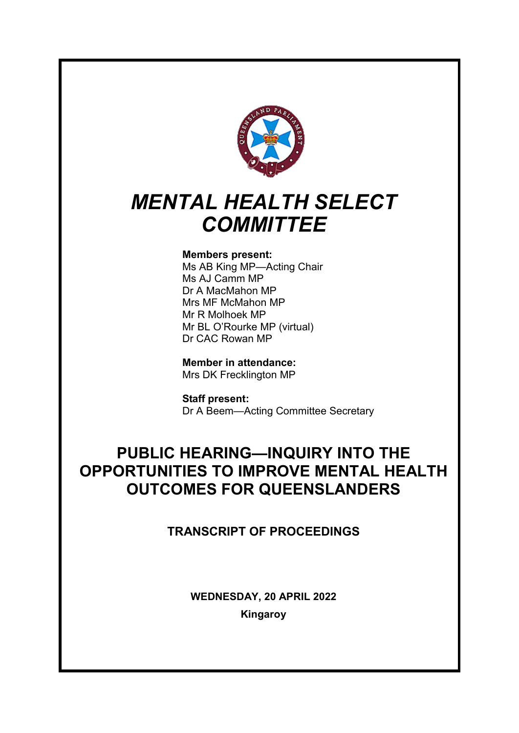# *MENTAL HEALTH SELECT COMMITTEE*

**Members present:**
Ms AB King MP—Acting Chair
Ms AJ Camm MP
Dr A MacMahon MP
Mrs MF McMahon MP
Mr R Molhoek MP
Mr BL O'Rourke MP (virtual)
Dr CAC Rowan MP

**Member in attendance:**
Mrs DK Frecklington MP

**Staff present:**
Dr A Beem—Acting Committee Secretary

## PUBLIC HEARING—INQUIRY INTO THE OPPORTUNITIES TO IMPROVE MENTAL HEALTH OUTCOMES FOR QUEENSLANDERS

### TRANSCRIPT OF PROCEEDINGS

**WEDNESDAY, 20 APRIL 2022**

**Kingaroy**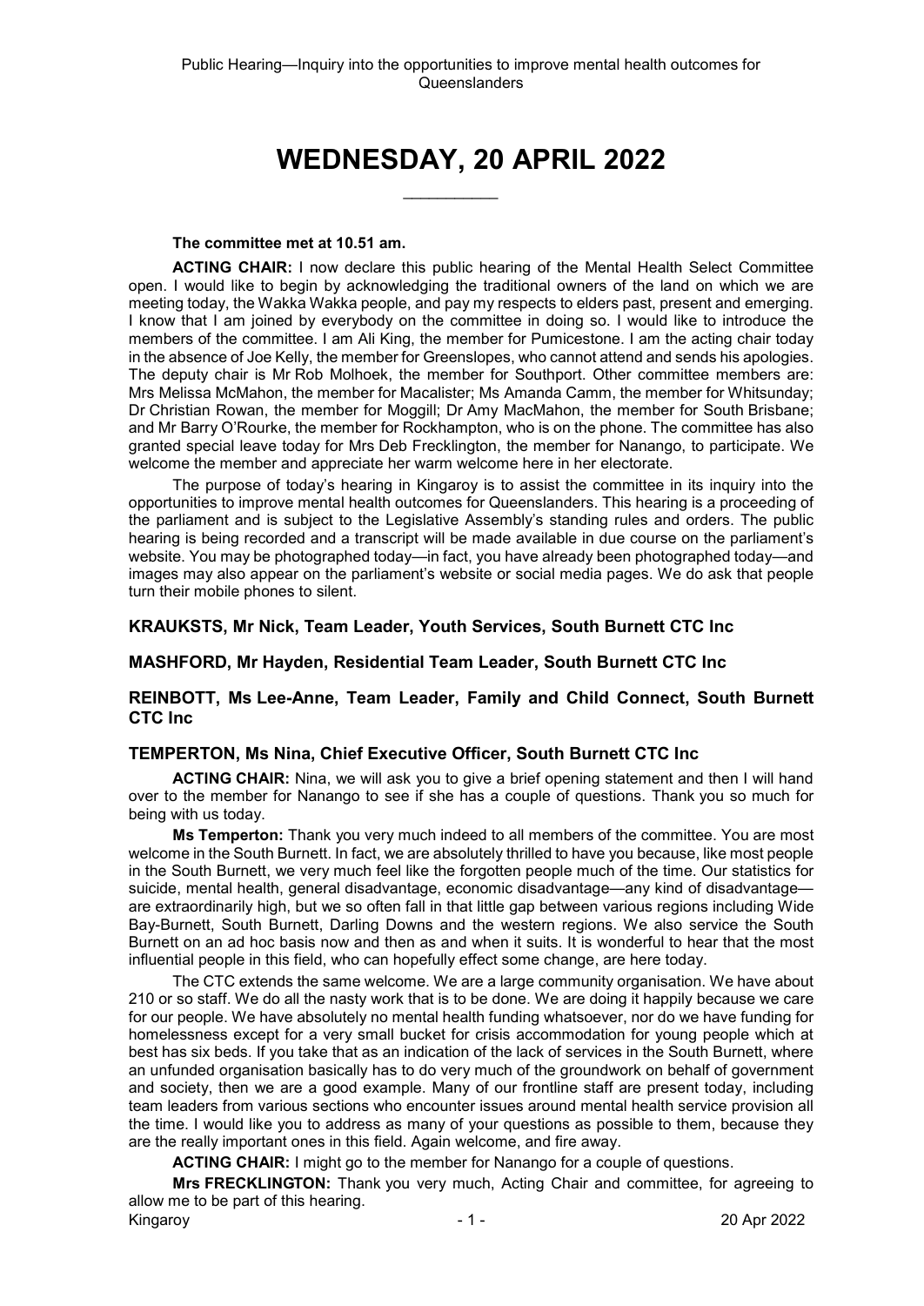# WEDNESDAY, 20 APRIL 2022

\_\_\_\_\_\_\_\_\_\_\_\_

**The committee met at 10.51 am.**

**ACTING CHAIR:** I now declare this public hearing of the Mental Health Select Committee open. I would like to begin by acknowledging the traditional owners of the land on which we are meeting today, the Wakka Wakka people, and pay my respects to elders past, present and emerging. I know that I am joined by everybody on the committee in doing so. I would like to introduce the members of the committee. I am Ali King, the member for Pumicestone. I am the acting chair today in the absence of Joe Kelly, the member for Greenslopes, who cannot attend and sends his apologies. The deputy chair is Mr Rob Molhoek, the member for Southport. Other committee members are: Mrs Melissa McMahon, the member for Macalister; Ms Amanda Camm, the member for Whitsunday; Dr Christian Rowan, the member for Moggill; Dr Amy MacMahon, the member for South Brisbane; and Mr Barry O'Rourke, the member for Rockhampton, who is on the phone. The committee has also granted special leave today for Mrs Deb Frecklington, the member for Nanango, to participate. We welcome the member and appreciate her warm welcome here in her electorate.

The purpose of today's hearing in Kingaroy is to assist the committee in its inquiry into the opportunities to improve mental health outcomes for Queenslanders. This hearing is a proceeding of the parliament and is subject to the Legislative Assembly's standing rules and orders. The public hearing is being recorded and a transcript will be made available in due course on the parliament's website. You may be photographed today—in fact, you have already been photographed today—and images may also appear on the parliament's website or social media pages. We do ask that people turn their mobile phones to silent.

### KRAUKSTS, Mr Nick, Team Leader, Youth Services, South Burnett CTC Inc

### MASHFORD, Mr Hayden, Residential Team Leader, South Burnett CTC Inc

### REINBOTT, Ms Lee-Anne, Team Leader, Family and Child Connect, South Burnett CTC Inc

### TEMPERTON, Ms Nina, Chief Executive Officer, South Burnett CTC Inc

**ACTING CHAIR:** Nina, we will ask you to give a brief opening statement and then I will hand over to the member for Nanango to see if she has a couple of questions. Thank you so much for being with us today.

**Ms Temperton:** Thank you very much indeed to all members of the committee. You are most welcome in the South Burnett. In fact, we are absolutely thrilled to have you because, like most people in the South Burnett, we very much feel like the forgotten people much of the time. Our statistics for suicide, mental health, general disadvantage, economic disadvantage—any kind of disadvantage—are extraordinarily high, but we so often fall in that little gap between various regions including Wide Bay-Burnett, South Burnett, Darling Downs and the western regions. We also service the South Burnett on an ad hoc basis now and then as and when it suits. It is wonderful to hear that the most influential people in this field, who can hopefully effect some change, are here today.

The CTC extends the same welcome. We are a large community organisation. We have about 210 or so staff. We do all the nasty work that is to be done. We are doing it happily because we care for our people. We have absolutely no mental health funding whatsoever, nor do we have funding for homelessness except for a very small bucket for crisis accommodation for young people which at best has six beds. If you take that as an indication of the lack of services in the South Burnett, where an unfunded organisation basically has to do very much of the groundwork on behalf of government and society, then we are a good example. Many of our frontline staff are present today, including team leaders from various sections who encounter issues around mental health service provision all the time. I would like you to address as many of your questions as possible to them, because they are the really important ones in this field. Again welcome, and fire away.

**ACTING CHAIR:** I might go to the member for Nanango for a couple of questions.

**Mrs FRECKLINGTON:** Thank you very much, Acting Chair and committee, for agreeing to allow me to be part of this hearing.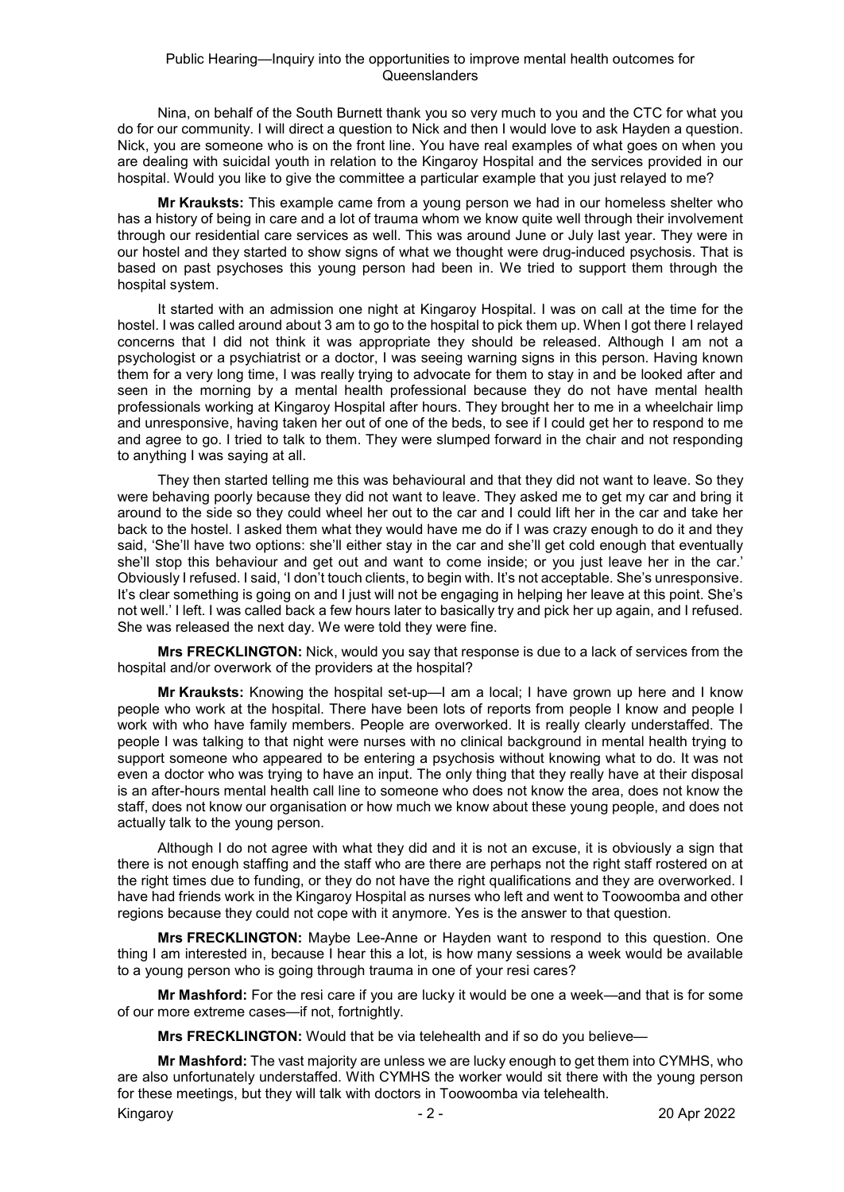Nina, on behalf of the South Burnett thank you so very much to you and the CTC for what you do for our community. I will direct a question to Nick and then I would love to ask Hayden a question. Nick, you are someone who is on the front line. You have real examples of what goes on when you are dealing with suicidal youth in relation to the Kingaroy Hospital and the services provided in our hospital. Would you like to give the committee a particular example that you just relayed to me?

**Mr Krauksts:** This example came from a young person we had in our homeless shelter who has a history of being in care and a lot of trauma whom we know quite well through their involvement through our residential care services as well. This was around June or July last year. They were in our hostel and they started to show signs of what we thought were drug-induced psychosis. That is based on past psychoses this young person had been in. We tried to support them through the hospital system.

It started with an admission one night at Kingaroy Hospital. I was on call at the time for the hostel. I was called around about 3 am to go to the hospital to pick them up. When I got there I relayed concerns that I did not think it was appropriate they should be released. Although I am not a psychologist or a psychiatrist or a doctor, I was seeing warning signs in this person. Having known them for a very long time, I was really trying to advocate for them to stay in and be looked after and seen in the morning by a mental health professional because they do not have mental health professionals working at Kingaroy Hospital after hours. They brought her to me in a wheelchair limp and unresponsive, having taken her out of one of the beds, to see if I could get her to respond to me and agree to go. I tried to talk to them. They were slumped forward in the chair and not responding to anything I was saying at all.

They then started telling me this was behavioural and that they did not want to leave. So they were behaving poorly because they did not want to leave. They asked me to get my car and bring it around to the side so they could wheel her out to the car and I could lift her in the car and take her back to the hostel. I asked them what they would have me do if I was crazy enough to do it and they said, 'She'll have two options: she'll either stay in the car and she'll get cold enough that eventually she'll stop this behaviour and get out and want to come inside; or you just leave her in the car.' Obviously I refused. I said, 'I don't touch clients, to begin with. It's not acceptable. She's unresponsive. It's clear something is going on and I just will not be engaging in helping her leave at this point. She's not well.' I left. I was called back a few hours later to basically try and pick her up again, and I refused. She was released the next day. We were told they were fine.

**Mrs FRECKLINGTON:** Nick, would you say that response is due to a lack of services from the hospital and/or overwork of the providers at the hospital?

**Mr Krauksts:** Knowing the hospital set-up—I am a local; I have grown up here and I know people who work at the hospital. There have been lots of reports from people I know and people I work with who have family members. People are overworked. It is really clearly understaffed. The people I was talking to that night were nurses with no clinical background in mental health trying to support someone who appeared to be entering a psychosis without knowing what to do. It was not even a doctor who was trying to have an input. The only thing that they really have at their disposal is an after-hours mental health call line to someone who does not know the area, does not know the staff, does not know our organisation or how much we know about these young people, and does not actually talk to the young person.

Although I do not agree with what they did and it is not an excuse, it is obviously a sign that there is not enough staffing and the staff who are there are perhaps not the right staff rostered on at the right times due to funding, or they do not have the right qualifications and they are overworked. I have had friends work in the Kingaroy Hospital as nurses who left and went to Toowoomba and other regions because they could not cope with it anymore. Yes is the answer to that question.

**Mrs FRECKLINGTON:** Maybe Lee-Anne or Hayden want to respond to this question. One thing I am interested in, because I hear this a lot, is how many sessions a week would be available to a young person who is going through trauma in one of your resi cares?

**Mr Mashford:** For the resi care if you are lucky it would be one a week—and that is for some of our more extreme cases—if not, fortnightly.

**Mrs FRECKLINGTON:** Would that be via telehealth and if so do you believe—

**Mr Mashford:** The vast majority are unless we are lucky enough to get them into CYMHS, who are also unfortunately understaffed. With CYMHS the worker would sit there with the young person for these meetings, but they will talk with doctors in Toowoomba via telehealth.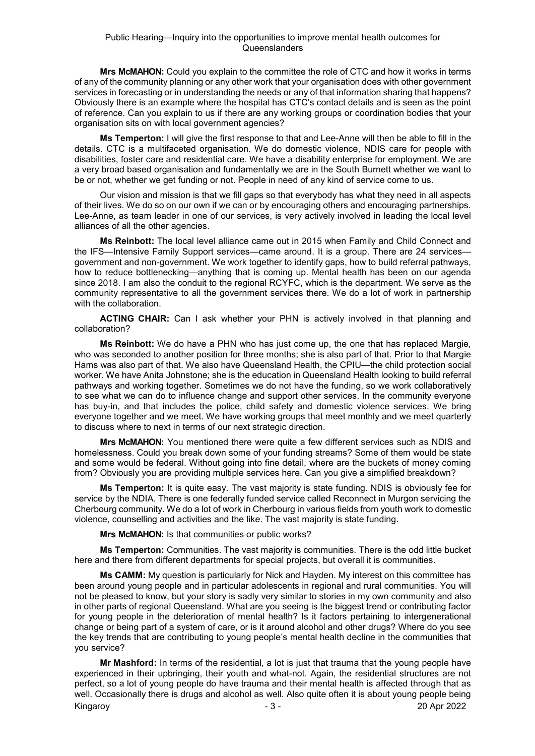**Mrs McMAHON:** Could you explain to the committee the role of CTC and how it works in terms of any of the community planning or any other work that your organisation does with other government services in forecasting or in understanding the needs or any of that information sharing that happens? Obviously there is an example where the hospital has CTC's contact details and is seen as the point of reference. Can you explain to us if there are any working groups or coordination bodies that your organisation sits on with local government agencies?

**Ms Temperton:** I will give the first response to that and Lee-Anne will then be able to fill in the details. CTC is a multifaceted organisation. We do domestic violence, NDIS care for people with disabilities, foster care and residential care. We have a disability enterprise for employment. We are a very broad based organisation and fundamentally we are in the South Burnett whether we want to be or not, whether we get funding or not. People in need of any kind of service come to us.

Our vision and mission is that we fill gaps so that everybody has what they need in all aspects of their lives. We do so on our own if we can or by encouraging others and encouraging partnerships. Lee-Anne, as team leader in one of our services, is very actively involved in leading the local level alliances of all the other agencies.

**Ms Reinbott:** The local level alliance came out in 2015 when Family and Child Connect and the IFS—Intensive Family Support services—came around. It is a group. There are 24 services—government and non-government. We work together to identify gaps, how to build referral pathways, how to reduce bottlenecking—anything that is coming up. Mental health has been on our agenda since 2018. I am also the conduit to the regional RCYFC, which is the department. We serve as the community representative to all the government services there. We do a lot of work in partnership with the collaboration.

**ACTING CHAIR:** Can I ask whether your PHN is actively involved in that planning and collaboration?

**Ms Reinbott:** We do have a PHN who has just come up, the one that has replaced Margie, who was seconded to another position for three months; she is also part of that. Prior to that Margie Hams was also part of that. We also have Queensland Health, the CPIU—the child protection social worker. We have Anita Johnstone; she is the education in Queensland Health looking to build referral pathways and working together. Sometimes we do not have the funding, so we work collaboratively to see what we can do to influence change and support other services. In the community everyone has buy-in, and that includes the police, child safety and domestic violence services. We bring everyone together and we meet. We have working groups that meet monthly and we meet quarterly to discuss where to next in terms of our next strategic direction.

**Mrs McMAHON:** You mentioned there were quite a few different services such as NDIS and homelessness. Could you break down some of your funding streams? Some of them would be state and some would be federal. Without going into fine detail, where are the buckets of money coming from? Obviously you are providing multiple services here. Can you give a simplified breakdown?

**Ms Temperton:** It is quite easy. The vast majority is state funding. NDIS is obviously fee for service by the NDIA. There is one federally funded service called Reconnect in Murgon servicing the Cherbourg community. We do a lot of work in Cherbourg in various fields from youth work to domestic violence, counselling and activities and the like. The vast majority is state funding.

**Mrs McMAHON:** Is that communities or public works?

**Ms Temperton:** Communities. The vast majority is communities. There is the odd little bucket here and there from different departments for special projects, but overall it is communities.

**Ms CAMM:** My question is particularly for Nick and Hayden. My interest on this committee has been around young people and in particular adolescents in regional and rural communities. You will not be pleased to know, but your story is sadly very similar to stories in my own community and also in other parts of regional Queensland. What are you seeing is the biggest trend or contributing factor for young people in the deterioration of mental health? Is it factors pertaining to intergenerational change or being part of a system of care, or is it around alcohol and other drugs? Where do you see the key trends that are contributing to young people's mental health decline in the communities that you service?

**Mr Mashford:** In terms of the residential, a lot is just that trauma that the young people have experienced in their upbringing, their youth and what-not. Again, the residential structures are not perfect, so a lot of young people do have trauma and their mental health is affected through that as well. Occasionally there is drugs and alcohol as well. Also quite often it is about young people being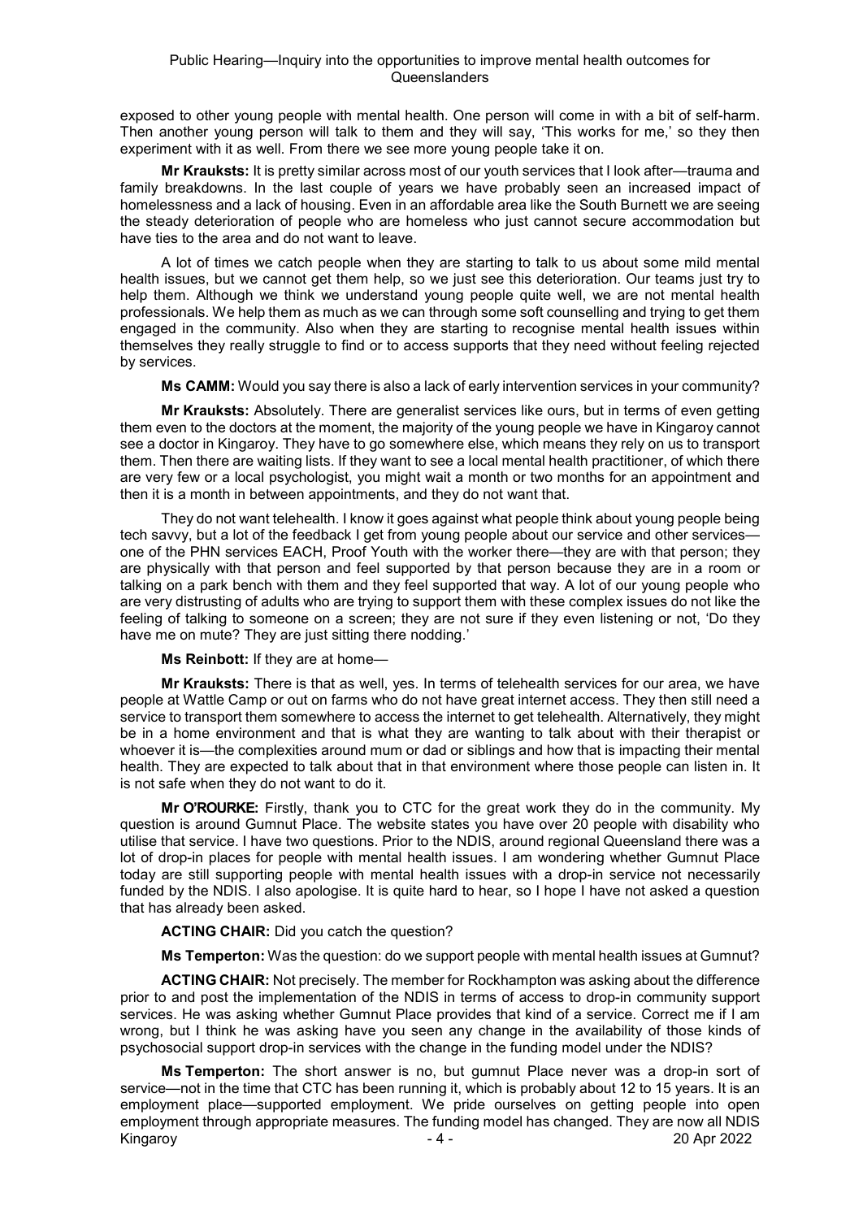exposed to other young people with mental health. One person will come in with a bit of self-harm. Then another young person will talk to them and they will say, 'This works for me,' so they then experiment with it as well. From there we see more young people take it on.

**Mr Krauksts:** It is pretty similar across most of our youth services that I look after—trauma and family breakdowns. In the last couple of years we have probably seen an increased impact of homelessness and a lack of housing. Even in an affordable area like the South Burnett we are seeing the steady deterioration of people who are homeless who just cannot secure accommodation but have ties to the area and do not want to leave.

A lot of times we catch people when they are starting to talk to us about some mild mental health issues, but we cannot get them help, so we just see this deterioration. Our teams just try to help them. Although we think we understand young people quite well, we are not mental health professionals. We help them as much as we can through some soft counselling and trying to get them engaged in the community. Also when they are starting to recognise mental health issues within themselves they really struggle to find or to access supports that they need without feeling rejected by services.

**Ms CAMM:** Would you say there is also a lack of early intervention services in your community?

**Mr Krauksts:** Absolutely. There are generalist services like ours, but in terms of even getting them even to the doctors at the moment, the majority of the young people we have in Kingaroy cannot see a doctor in Kingaroy. They have to go somewhere else, which means they rely on us to transport them. Then there are waiting lists. If they want to see a local mental health practitioner, of which there are very few or a local psychologist, you might wait a month or two months for an appointment and then it is a month in between appointments, and they do not want that.

They do not want telehealth. I know it goes against what people think about young people being tech savvy, but a lot of the feedback I get from young people about our service and other services—one of the PHN services EACH, Proof Youth with the worker there—they are with that person; they are physically with that person and feel supported by that person because they are in a room or talking on a park bench with them and they feel supported that way. A lot of our young people who are very distrusting of adults who are trying to support them with these complex issues do not like the feeling of talking to someone on a screen; they are not sure if they even listening or not, 'Do they have me on mute? They are just sitting there nodding.'

**Ms Reinbott:** If they are at home—

**Mr Krauksts:** There is that as well, yes. In terms of telehealth services for our area, we have people at Wattle Camp or out on farms who do not have great internet access. They then still need a service to transport them somewhere to access the internet to get telehealth. Alternatively, they might be in a home environment and that is what they are wanting to talk about with their therapist or whoever it is—the complexities around mum or dad or siblings and how that is impacting their mental health. They are expected to talk about that in that environment where those people can listen in. It is not safe when they do not want to do it.

**Mr O'ROURKE:** Firstly, thank you to CTC for the great work they do in the community. My question is around Gumnut Place. The website states you have over 20 people with disability who utilise that service. I have two questions. Prior to the NDIS, around regional Queensland there was a lot of drop-in places for people with mental health issues. I am wondering whether Gumnut Place today are still supporting people with mental health issues with a drop-in service not necessarily funded by the NDIS. I also apologise. It is quite hard to hear, so I hope I have not asked a question that has already been asked.

**ACTING CHAIR:** Did you catch the question?

**Ms Temperton:** Was the question: do we support people with mental health issues at Gumnut?

**ACTING CHAIR:** Not precisely. The member for Rockhampton was asking about the difference prior to and post the implementation of the NDIS in terms of access to drop-in community support services. He was asking whether Gumnut Place provides that kind of a service. Correct me if I am wrong, but I think he was asking have you seen any change in the availability of those kinds of psychosocial support drop-in services with the change in the funding model under the NDIS?

**Ms Temperton:** The short answer is no, but gumnut Place never was a drop-in sort of service—not in the time that CTC has been running it, which is probably about 12 to 15 years. It is an employment place—supported employment. We pride ourselves on getting people into open employment through appropriate measures. The funding model has changed. They are now all NDIS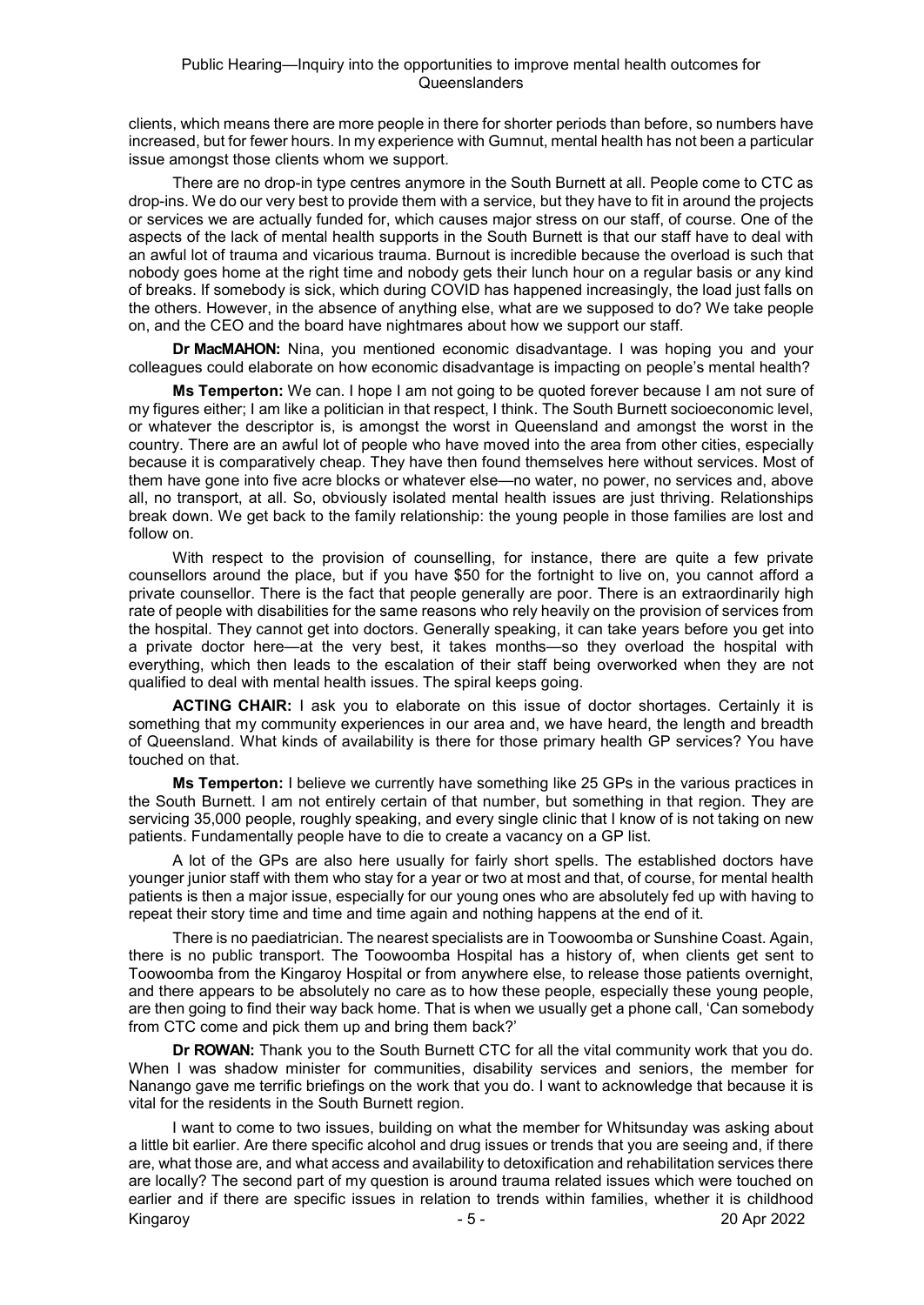clients, which means there are more people in there for shorter periods than before, so numbers have increased, but for fewer hours. In my experience with Gumnut, mental health has not been a particular issue amongst those clients whom we support.

There are no drop-in type centres anymore in the South Burnett at all. People come to CTC as drop-ins. We do our very best to provide them with a service, but they have to fit in around the projects or services we are actually funded for, which causes major stress on our staff, of course. One of the aspects of the lack of mental health supports in the South Burnett is that our staff have to deal with an awful lot of trauma and vicarious trauma. Burnout is incredible because the overload is such that nobody goes home at the right time and nobody gets their lunch hour on a regular basis or any kind of breaks. If somebody is sick, which during COVID has happened increasingly, the load just falls on the others. However, in the absence of anything else, what are we supposed to do? We take people on, and the CEO and the board have nightmares about how we support our staff.

**Dr MacMAHON:** Nina, you mentioned economic disadvantage. I was hoping you and your colleagues could elaborate on how economic disadvantage is impacting on people's mental health?

**Ms Temperton:** We can. I hope I am not going to be quoted forever because I am not sure of my figures either; I am like a politician in that respect, I think. The South Burnett socioeconomic level, or whatever the descriptor is, is amongst the worst in Queensland and amongst the worst in the country. There are an awful lot of people who have moved into the area from other cities, especially because it is comparatively cheap. They have then found themselves here without services. Most of them have gone into five acre blocks or whatever else—no water, no power, no services and, above all, no transport, at all. So, obviously isolated mental health issues are just thriving. Relationships break down. We get back to the family relationship: the young people in those families are lost and follow on.

With respect to the provision of counselling, for instance, there are quite a few private counsellors around the place, but if you have $50 for the fortnight to live on, you cannot afford a private counsellor. There is the fact that people generally are poor. There is an extraordinarily high rate of people with disabilities for the same reasons who rely heavily on the provision of services from the hospital. They cannot get into doctors. Generally speaking, it can take years before you get into a private doctor here—at the very best, it takes months—so they overload the hospital with everything, which then leads to the escalation of their staff being overworked when they are not qualified to deal with mental health issues. The spiral keeps going.

**ACTING CHAIR:** I ask you to elaborate on this issue of doctor shortages. Certainly it is something that my community experiences in our area and, we have heard, the length and breadth of Queensland. What kinds of availability is there for those primary health GP services? You have touched on that.

**Ms Temperton:** I believe we currently have something like 25 GPs in the various practices in the South Burnett. I am not entirely certain of that number, but something in that region. They are servicing 35,000 people, roughly speaking, and every single clinic that I know of is not taking on new patients. Fundamentally people have to die to create a vacancy on a GP list.

A lot of the GPs are also here usually for fairly short spells. The established doctors have younger junior staff with them who stay for a year or two at most and that, of course, for mental health patients is then a major issue, especially for our young ones who are absolutely fed up with having to repeat their story time and time and time again and nothing happens at the end of it.

There is no paediatrician. The nearest specialists are in Toowoomba or Sunshine Coast. Again, there is no public transport. The Toowoomba Hospital has a history of, when clients get sent to Toowoomba from the Kingaroy Hospital or from anywhere else, to release those patients overnight, and there appears to be absolutely no care as to how these people, especially these young people, are then going to find their way back home. That is when we usually get a phone call, 'Can somebody from CTC come and pick them up and bring them back?'

**Dr ROWAN:** Thank you to the South Burnett CTC for all the vital community work that you do. When I was shadow minister for communities, disability services and seniors, the member for Nanango gave me terrific briefings on the work that you do. I want to acknowledge that because it is vital for the residents in the South Burnett region.

I want to come to two issues, building on what the member for Whitsunday was asking about a little bit earlier. Are there specific alcohol and drug issues or trends that you are seeing and, if there are, what those are, and what access and availability to detoxification and rehabilitation services there are locally? The second part of my question is around trauma related issues which were touched on earlier and if there are specific issues in relation to trends within families, whether it is childhood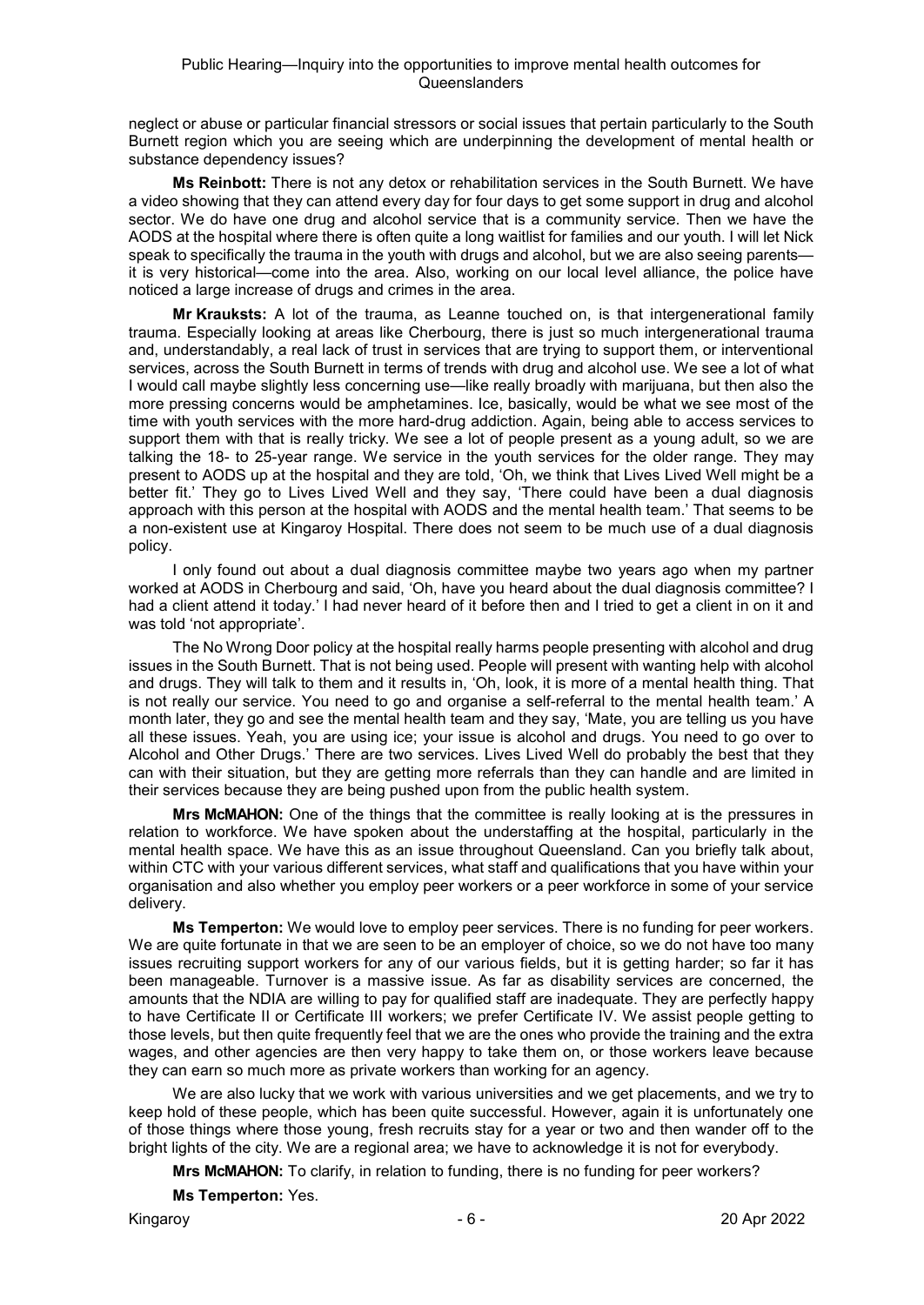neglect or abuse or particular financial stressors or social issues that pertain particularly to the South Burnett region which you are seeing which are underpinning the development of mental health or substance dependency issues?

**Ms Reinbott:** There is not any detox or rehabilitation services in the South Burnett. We have a video showing that they can attend every day for four days to get some support in drug and alcohol sector. We do have one drug and alcohol service that is a community service. Then we have the AODS at the hospital where there is often quite a long waitlist for families and our youth. I will let Nick speak to specifically the trauma in the youth with drugs and alcohol, but we are also seeing parents—it is very historical—come into the area. Also, working on our local level alliance, the police have noticed a large increase of drugs and crimes in the area.

**Mr Krauksts:** A lot of the trauma, as Leanne touched on, is that intergenerational family trauma. Especially looking at areas like Cherbourg, there is just so much intergenerational trauma and, understandably, a real lack of trust in services that are trying to support them, or interventional services, across the South Burnett in terms of trends with drug and alcohol use. We see a lot of what I would call maybe slightly less concerning use—like really broadly with marijuana, but then also the more pressing concerns would be amphetamines. Ice, basically, would be what we see most of the time with youth services with the more hard-drug addiction. Again, being able to access services to support them with that is really tricky. We see a lot of people present as a young adult, so we are talking the 18- to 25-year range. We service in the youth services for the older range. They may present to AODS up at the hospital and they are told, 'Oh, we think that Lives Lived Well might be a better fit.' They go to Lives Lived Well and they say, 'There could have been a dual diagnosis approach with this person at the hospital with AODS and the mental health team.' That seems to be a non-existent use at Kingaroy Hospital. There does not seem to be much use of a dual diagnosis policy.

I only found out about a dual diagnosis committee maybe two years ago when my partner worked at AODS in Cherbourg and said, 'Oh, have you heard about the dual diagnosis committee? I had a client attend it today.' I had never heard of it before then and I tried to get a client in on it and was told 'not appropriate'.

The No Wrong Door policy at the hospital really harms people presenting with alcohol and drug issues in the South Burnett. That is not being used. People will present with wanting help with alcohol and drugs. They will talk to them and it results in, 'Oh, look, it is more of a mental health thing. That is not really our service. You need to go and organise a self-referral to the mental health team.' A month later, they go and see the mental health team and they say, 'Mate, you are telling us you have all these issues. Yeah, you are using ice; your issue is alcohol and drugs. You need to go over to Alcohol and Other Drugs.' There are two services. Lives Lived Well do probably the best that they can with their situation, but they are getting more referrals than they can handle and are limited in their services because they are being pushed upon from the public health system.

**Mrs McMAHON:** One of the things that the committee is really looking at is the pressures in relation to workforce. We have spoken about the understaffing at the hospital, particularly in the mental health space. We have this as an issue throughout Queensland. Can you briefly talk about, within CTC with your various different services, what staff and qualifications that you have within your organisation and also whether you employ peer workers or a peer workforce in some of your service delivery.

**Ms Temperton:** We would love to employ peer services. There is no funding for peer workers. We are quite fortunate in that we are seen to be an employer of choice, so we do not have too many issues recruiting support workers for any of our various fields, but it is getting harder; so far it has been manageable. Turnover is a massive issue. As far as disability services are concerned, the amounts that the NDIA are willing to pay for qualified staff are inadequate. They are perfectly happy to have Certificate II or Certificate III workers; we prefer Certificate IV. We assist people getting to those levels, but then quite frequently feel that we are the ones who provide the training and the extra wages, and other agencies are then very happy to take them on, or those workers leave because they can earn so much more as private workers than working for an agency.

We are also lucky that we work with various universities and we get placements, and we try to keep hold of these people, which has been quite successful. However, again it is unfortunately one of those things where those young, fresh recruits stay for a year or two and then wander off to the bright lights of the city. We are a regional area; we have to acknowledge it is not for everybody.

**Mrs McMAHON:** To clarify, in relation to funding, there is no funding for peer workers?

**Ms Temperton:** Yes.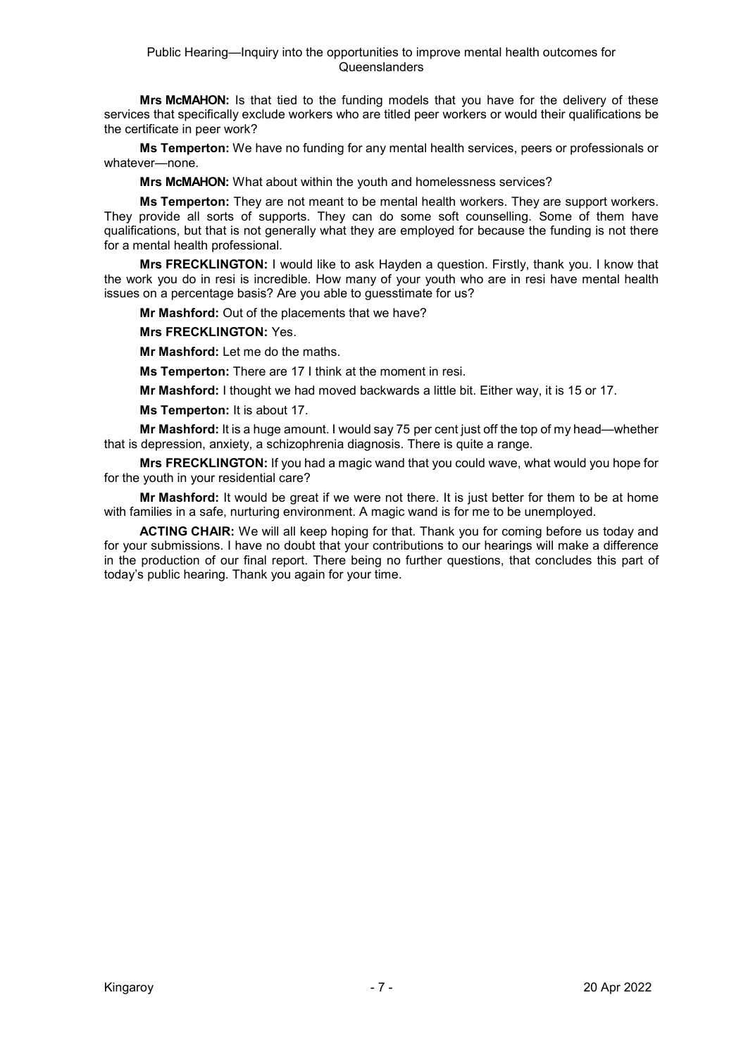**Mrs McMAHON:** Is that tied to the funding models that you have for the delivery of these services that specifically exclude workers who are titled peer workers or would their qualifications be the certificate in peer work?

**Ms Temperton:** We have no funding for any mental health services, peers or professionals or whatever—none.

**Mrs McMAHON:** What about within the youth and homelessness services?

**Ms Temperton:** They are not meant to be mental health workers. They are support workers. They provide all sorts of supports. They can do some soft counselling. Some of them have qualifications, but that is not generally what they are employed for because the funding is not there for a mental health professional.

**Mrs FRECKLINGTON:** I would like to ask Hayden a question. Firstly, thank you. I know that the work you do in resi is incredible. How many of your youth who are in resi have mental health issues on a percentage basis? Are you able to guesstimate for us?

**Mr Mashford:** Out of the placements that we have?

**Mrs FRECKLINGTON:** Yes.

**Mr Mashford:** Let me do the maths.

**Ms Temperton:** There are 17 I think at the moment in resi.

**Mr Mashford:** I thought we had moved backwards a little bit. Either way, it is 15 or 17.

**Ms Temperton:** It is about 17.

**Mr Mashford:** It is a huge amount. I would say 75 per cent just off the top of my head—whether that is depression, anxiety, a schizophrenia diagnosis. There is quite a range.

**Mrs FRECKLINGTON:** If you had a magic wand that you could wave, what would you hope for for the youth in your residential care?

**Mr Mashford:** It would be great if we were not there. It is just better for them to be at home with families in a safe, nurturing environment. A magic wand is for me to be unemployed.

**ACTING CHAIR:** We will all keep hoping for that. Thank you for coming before us today and for your submissions. I have no doubt that your contributions to our hearings will make a difference in the production of our final report. There being no further questions, that concludes this part of today's public hearing. Thank you again for your time.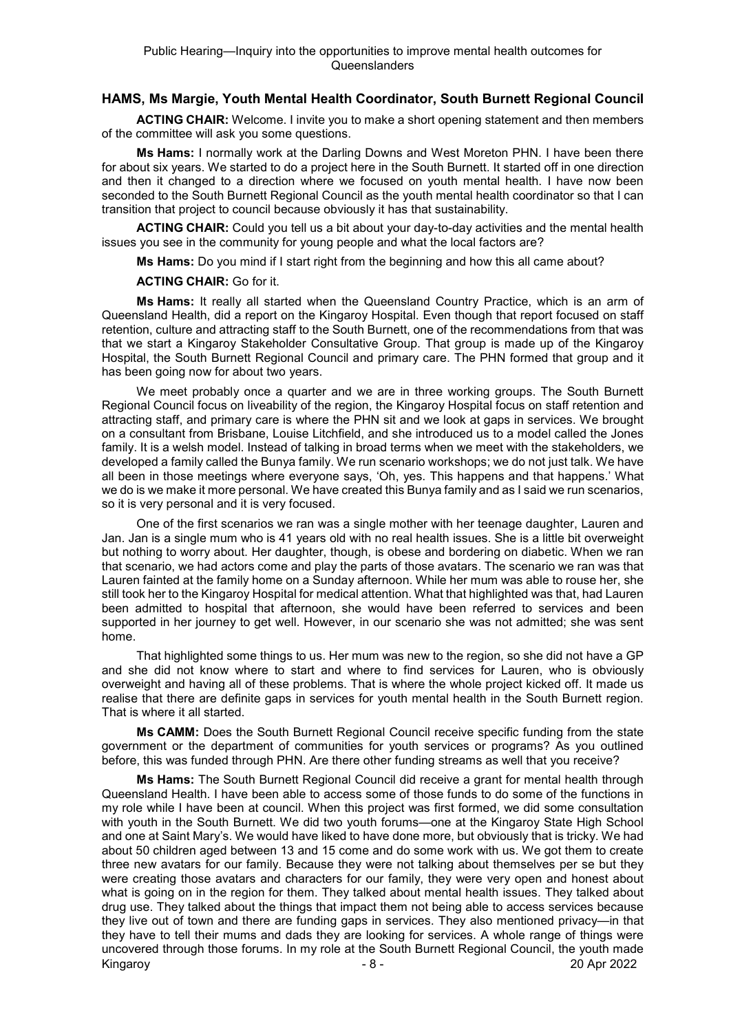## HAMS, Ms Margie, Youth Mental Health Coordinator, South Burnett Regional Council

**ACTING CHAIR:** Welcome. I invite you to make a short opening statement and then members of the committee will ask you some questions.

**Ms Hams:** I normally work at the Darling Downs and West Moreton PHN. I have been there for about six years. We started to do a project here in the South Burnett. It started off in one direction and then it changed to a direction where we focused on youth mental health. I have now been seconded to the South Burnett Regional Council as the youth mental health coordinator so that I can transition that project to council because obviously it has that sustainability.

**ACTING CHAIR:** Could you tell us a bit about your day-to-day activities and the mental health issues you see in the community for young people and what the local factors are?

**Ms Hams:** Do you mind if I start right from the beginning and how this all came about?

**ACTING CHAIR:** Go for it.

**Ms Hams:** It really all started when the Queensland Country Practice, which is an arm of Queensland Health, did a report on the Kingaroy Hospital. Even though that report focused on staff retention, culture and attracting staff to the South Burnett, one of the recommendations from that was that we start a Kingaroy Stakeholder Consultative Group. That group is made up of the Kingaroy Hospital, the South Burnett Regional Council and primary care. The PHN formed that group and it has been going now for about two years.

We meet probably once a quarter and we are in three working groups. The South Burnett Regional Council focus on liveability of the region, the Kingaroy Hospital focus on staff retention and attracting staff, and primary care is where the PHN sit and we look at gaps in services. We brought on a consultant from Brisbane, Louise Litchfield, and she introduced us to a model called the Jones family. It is a welsh model. Instead of talking in broad terms when we meet with the stakeholders, we developed a family called the Bunya family. We run scenario workshops; we do not just talk. We have all been in those meetings where everyone says, 'Oh, yes. This happens and that happens.' What we do is we make it more personal. We have created this Bunya family and as I said we run scenarios, so it is very personal and it is very focused.

One of the first scenarios we ran was a single mother with her teenage daughter, Lauren and Jan. Jan is a single mum who is 41 years old with no real health issues. She is a little bit overweight but nothing to worry about. Her daughter, though, is obese and bordering on diabetic. When we ran that scenario, we had actors come and play the parts of those avatars. The scenario we ran was that Lauren fainted at the family home on a Sunday afternoon. While her mum was able to rouse her, she still took her to the Kingaroy Hospital for medical attention. What that highlighted was that, had Lauren been admitted to hospital that afternoon, she would have been referred to services and been supported in her journey to get well. However, in our scenario she was not admitted; she was sent home.

That highlighted some things to us. Her mum was new to the region, so she did not have a GP and she did not know where to start and where to find services for Lauren, who is obviously overweight and having all of these problems. That is where the whole project kicked off. It made us realise that there are definite gaps in services for youth mental health in the South Burnett region. That is where it all started.

**Ms CAMM:** Does the South Burnett Regional Council receive specific funding from the state government or the department of communities for youth services or programs? As you outlined before, this was funded through PHN. Are there other funding streams as well that you receive?

**Ms Hams:** The South Burnett Regional Council did receive a grant for mental health through Queensland Health. I have been able to access some of those funds to do some of the functions in my role while I have been at council. When this project was first formed, we did some consultation with youth in the South Burnett. We did two youth forums—one at the Kingaroy State High School and one at Saint Mary's. We would have liked to have done more, but obviously that is tricky. We had about 50 children aged between 13 and 15 come and do some work with us. We got them to create three new avatars for our family. Because they were not talking about themselves per se but they were creating those avatars and characters for our family, they were very open and honest about what is going on in the region for them. They talked about mental health issues. They talked about drug use. They talked about the things that impact them not being able to access services because they live out of town and there are funding gaps in services. They also mentioned privacy—in that they have to tell their mums and dads they are looking for services. A whole range of things were uncovered through those forums. In my role at the South Burnett Regional Council, the youth made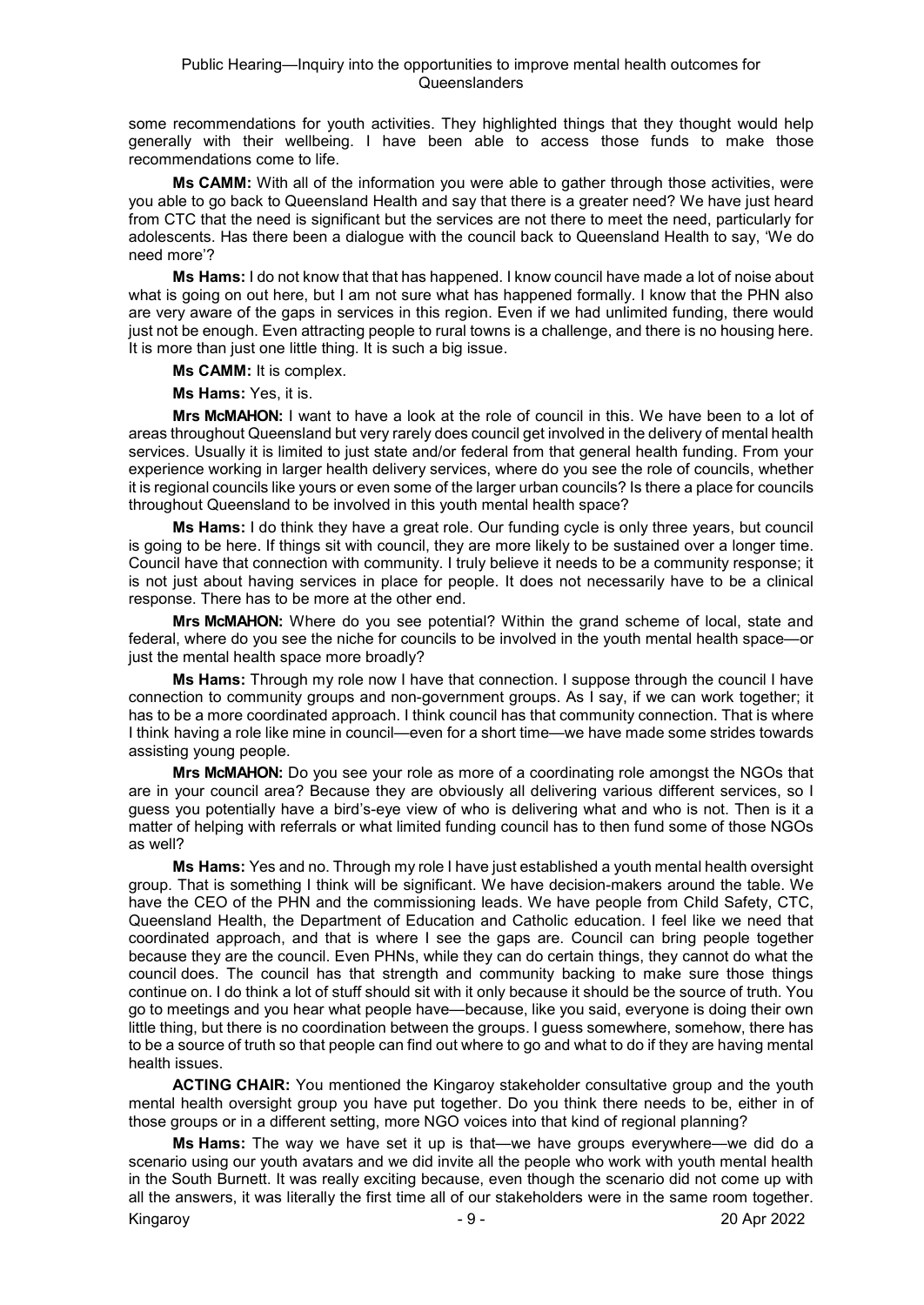some recommendations for youth activities. They highlighted things that they thought would help generally with their wellbeing. I have been able to access those funds to make those recommendations come to life.

**Ms CAMM:** With all of the information you were able to gather through those activities, were you able to go back to Queensland Health and say that there is a greater need? We have just heard from CTC that the need is significant but the services are not there to meet the need, particularly for adolescents. Has there been a dialogue with the council back to Queensland Health to say, 'We do need more'?

**Ms Hams:** I do not know that that has happened. I know council have made a lot of noise about what is going on out here, but I am not sure what has happened formally. I know that the PHN also are very aware of the gaps in services in this region. Even if we had unlimited funding, there would just not be enough. Even attracting people to rural towns is a challenge, and there is no housing here. It is more than just one little thing. It is such a big issue.

**Ms CAMM:** It is complex.

**Ms Hams:** Yes, it is.

**Mrs McMAHON:** I want to have a look at the role of council in this. We have been to a lot of areas throughout Queensland but very rarely does council get involved in the delivery of mental health services. Usually it is limited to just state and/or federal from that general health funding. From your experience working in larger health delivery services, where do you see the role of councils, whether it is regional councils like yours or even some of the larger urban councils? Is there a place for councils throughout Queensland to be involved in this youth mental health space?

**Ms Hams:** I do think they have a great role. Our funding cycle is only three years, but council is going to be here. If things sit with council, they are more likely to be sustained over a longer time. Council have that connection with community. I truly believe it needs to be a community response; it is not just about having services in place for people. It does not necessarily have to be a clinical response. There has to be more at the other end.

**Mrs McMAHON:** Where do you see potential? Within the grand scheme of local, state and federal, where do you see the niche for councils to be involved in the youth mental health space—or just the mental health space more broadly?

**Ms Hams:** Through my role now I have that connection. I suppose through the council I have connection to community groups and non-government groups. As I say, if we can work together; it has to be a more coordinated approach. I think council has that community connection. That is where I think having a role like mine in council—even for a short time—we have made some strides towards assisting young people.

**Mrs McMAHON:** Do you see your role as more of a coordinating role amongst the NGOs that are in your council area? Because they are obviously all delivering various different services, so I guess you potentially have a bird's-eye view of who is delivering what and who is not. Then is it a matter of helping with referrals or what limited funding council has to then fund some of those NGOs as well?

**Ms Hams:** Yes and no. Through my role I have just established a youth mental health oversight group. That is something I think will be significant. We have decision-makers around the table. We have the CEO of the PHN and the commissioning leads. We have people from Child Safety, CTC, Queensland Health, the Department of Education and Catholic education. I feel like we need that coordinated approach, and that is where I see the gaps are. Council can bring people together because they are the council. Even PHNs, while they can do certain things, they cannot do what the council does. The council has that strength and community backing to make sure those things continue on. I do think a lot of stuff should sit with it only because it should be the source of truth. You go to meetings and you hear what people have—because, like you said, everyone is doing their own little thing, but there is no coordination between the groups. I guess somewhere, somehow, there has to be a source of truth so that people can find out where to go and what to do if they are having mental health issues.

**ACTING CHAIR:** You mentioned the Kingaroy stakeholder consultative group and the youth mental health oversight group you have put together. Do you think there needs to be, either in of those groups or in a different setting, more NGO voices into that kind of regional planning?

**Ms Hams:** The way we have set it up is that—we have groups everywhere—we did do a scenario using our youth avatars and we did invite all the people who work with youth mental health in the South Burnett. It was really exciting because, even though the scenario did not come up with all the answers, it was literally the first time all of our stakeholders were in the same room together.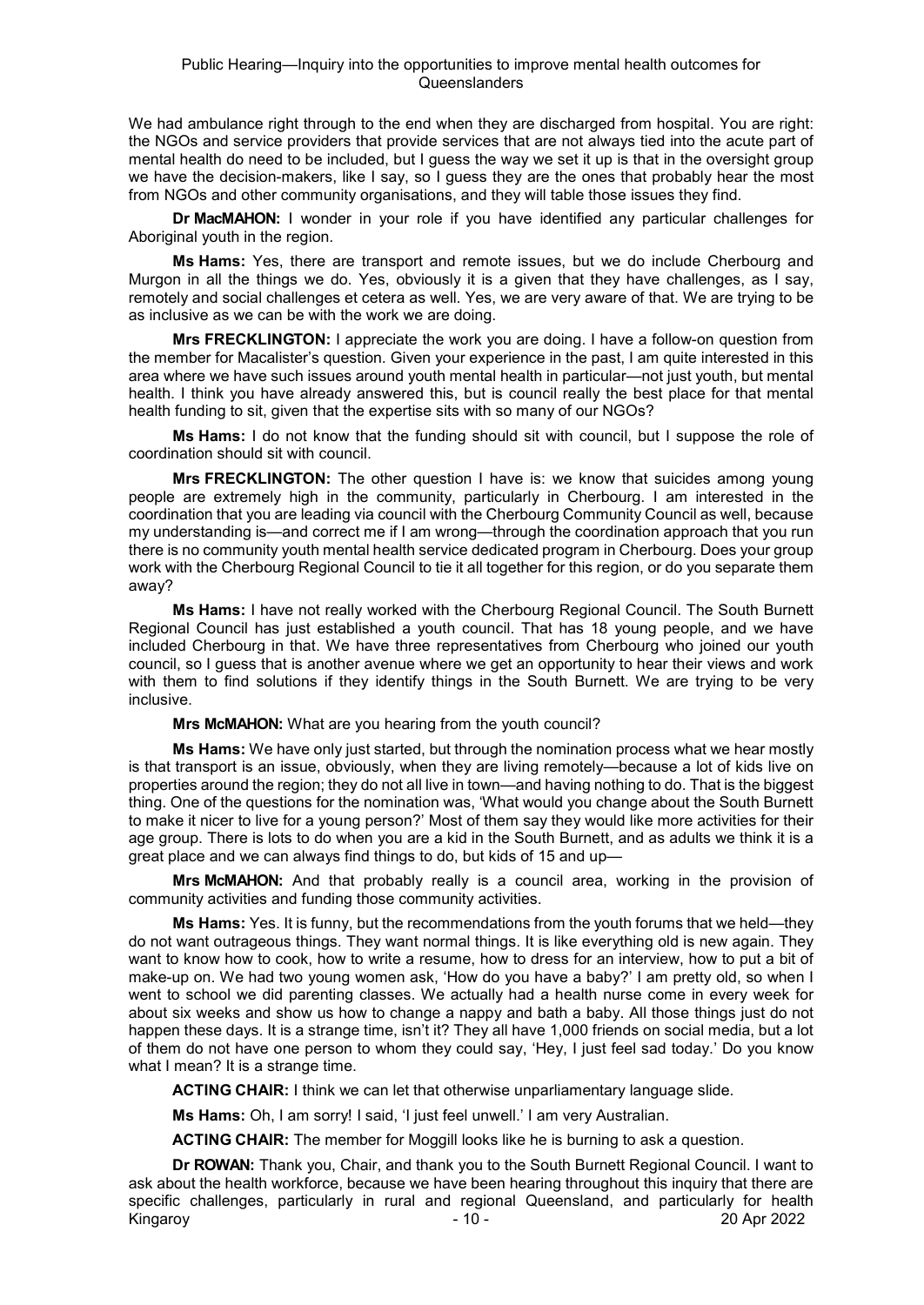We had ambulance right through to the end when they are discharged from hospital. You are right: the NGOs and service providers that provide services that are not always tied into the acute part of mental health do need to be included, but I guess the way we set it up is that in the oversight group we have the decision-makers, like I say, so I guess they are the ones that probably hear the most from NGOs and other community organisations, and they will table those issues they find.

**Dr MacMAHON:** I wonder in your role if you have identified any particular challenges for Aboriginal youth in the region.

**Ms Hams:** Yes, there are transport and remote issues, but we do include Cherbourg and Murgon in all the things we do. Yes, obviously it is a given that they have challenges, as I say, remotely and social challenges et cetera as well. Yes, we are very aware of that. We are trying to be as inclusive as we can be with the work we are doing.

**Mrs FRECKLINGTON:** I appreciate the work you are doing. I have a follow-on question from the member for Macalister's question. Given your experience in the past, I am quite interested in this area where we have such issues around youth mental health in particular—not just youth, but mental health. I think you have already answered this, but is council really the best place for that mental health funding to sit, given that the expertise sits with so many of our NGOs?

**Ms Hams:** I do not know that the funding should sit with council, but I suppose the role of coordination should sit with council.

**Mrs FRECKLINGTON:** The other question I have is: we know that suicides among young people are extremely high in the community, particularly in Cherbourg. I am interested in the coordination that you are leading via council with the Cherbourg Community Council as well, because my understanding is—and correct me if I am wrong—through the coordination approach that you run there is no community youth mental health service dedicated program in Cherbourg. Does your group work with the Cherbourg Regional Council to tie it all together for this region, or do you separate them away?

**Ms Hams:** I have not really worked with the Cherbourg Regional Council. The South Burnett Regional Council has just established a youth council. That has 18 young people, and we have included Cherbourg in that. We have three representatives from Cherbourg who joined our youth council, so I guess that is another avenue where we get an opportunity to hear their views and work with them to find solutions if they identify things in the South Burnett. We are trying to be very inclusive.

**Mrs McMAHON:** What are you hearing from the youth council?

**Ms Hams:** We have only just started, but through the nomination process what we hear mostly is that transport is an issue, obviously, when they are living remotely—because a lot of kids live on properties around the region; they do not all live in town—and having nothing to do. That is the biggest thing. One of the questions for the nomination was, 'What would you change about the South Burnett to make it nicer to live for a young person?' Most of them say they would like more activities for their age group. There is lots to do when you are a kid in the South Burnett, and as adults we think it is a great place and we can always find things to do, but kids of 15 and up—

**Mrs McMAHON:** And that probably really is a council area, working in the provision of community activities and funding those community activities.

**Ms Hams:** Yes. It is funny, but the recommendations from the youth forums that we held—they do not want outrageous things. They want normal things. It is like everything old is new again. They want to know how to cook, how to write a resume, how to dress for an interview, how to put a bit of make-up on. We had two young women ask, 'How do you have a baby?' I am pretty old, so when I went to school we did parenting classes. We actually had a health nurse come in every week for about six weeks and show us how to change a nappy and bath a baby. All those things just do not happen these days. It is a strange time, isn't it? They all have 1,000 friends on social media, but a lot of them do not have one person to whom they could say, 'Hey, I just feel sad today.' Do you know what I mean? It is a strange time.

**ACTING CHAIR:** I think we can let that otherwise unparliamentary language slide.

**Ms Hams:** Oh, I am sorry! I said, 'I just feel unwell.' I am very Australian.

**ACTING CHAIR:** The member for Moggill looks like he is burning to ask a question.

**Dr ROWAN:** Thank you, Chair, and thank you to the South Burnett Regional Council. I want to ask about the health workforce, because we have been hearing throughout this inquiry that there are specific challenges, particularly in rural and regional Queensland, and particularly for health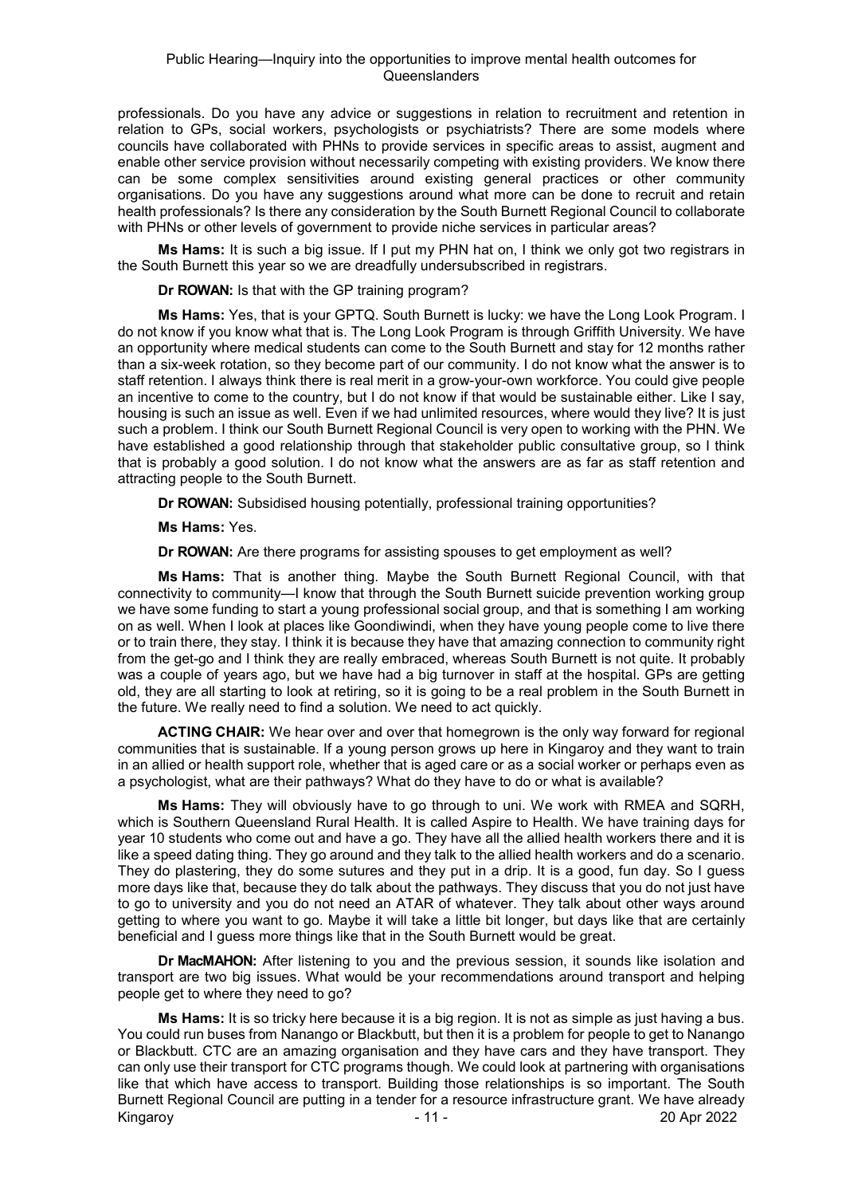professionals. Do you have any advice or suggestions in relation to recruitment and retention in relation to GPs, social workers, psychologists or psychiatrists? There are some models where councils have collaborated with PHNs to provide services in specific areas to assist, augment and enable other service provision without necessarily competing with existing providers. We know there can be some complex sensitivities around existing general practices or other community organisations. Do you have any suggestions around what more can be done to recruit and retain health professionals? Is there any consideration by the South Burnett Regional Council to collaborate with PHNs or other levels of government to provide niche services in particular areas?

**Ms Hams:** It is such a big issue. If I put my PHN hat on, I think we only got two registrars in the South Burnett this year so we are dreadfully undersubscribed in registrars.

**Dr ROWAN:** Is that with the GP training program?

**Ms Hams:** Yes, that is your GPTQ. South Burnett is lucky: we have the Long Look Program. I do not know if you know what that is. The Long Look Program is through Griffith University. We have an opportunity where medical students can come to the South Burnett and stay for 12 months rather than a six-week rotation, so they become part of our community. I do not know what the answer is to staff retention. I always think there is real merit in a grow-your-own workforce. You could give people an incentive to come to the country, but I do not know if that would be sustainable either. Like I say, housing is such an issue as well. Even if we had unlimited resources, where would they live? It is just such a problem. I think our South Burnett Regional Council is very open to working with the PHN. We have established a good relationship through that stakeholder public consultative group, so I think that is probably a good solution. I do not know what the answers are as far as staff retention and attracting people to the South Burnett.

**Dr ROWAN:** Subsidised housing potentially, professional training opportunities?

**Ms Hams:** Yes.

**Dr ROWAN:** Are there programs for assisting spouses to get employment as well?

**Ms Hams:** That is another thing. Maybe the South Burnett Regional Council, with that connectivity to community—I know that through the South Burnett suicide prevention working group we have some funding to start a young professional social group, and that is something I am working on as well. When I look at places like Goondiwindi, when they have young people come to live there or to train there, they stay. I think it is because they have that amazing connection to community right from the get-go and I think they are really embraced, whereas South Burnett is not quite. It probably was a couple of years ago, but we have had a big turnover in staff at the hospital. GPs are getting old, they are all starting to look at retiring, so it is going to be a real problem in the South Burnett in the future. We really need to find a solution. We need to act quickly.

**ACTING CHAIR:** We hear over and over that homegrown is the only way forward for regional communities that is sustainable. If a young person grows up here in Kingaroy and they want to train in an allied or health support role, whether that is aged care or as a social worker or perhaps even as a psychologist, what are their pathways? What do they have to do or what is available?

**Ms Hams:** They will obviously have to go through to uni. We work with RMEA and SQRH, which is Southern Queensland Rural Health. It is called Aspire to Health. We have training days for year 10 students who come out and have a go. They have all the allied health workers there and it is like a speed dating thing. They go around and they talk to the allied health workers and do a scenario. They do plastering, they do some sutures and they put in a drip. It is a good, fun day. So I guess more days like that, because they do talk about the pathways. They discuss that you do not just have to go to university and you do not need an ATAR of whatever. They talk about other ways around getting to where you want to go. Maybe it will take a little bit longer, but days like that are certainly beneficial and I guess more things like that in the South Burnett would be great.

**Dr MacMAHON:** After listening to you and the previous session, it sounds like isolation and transport are two big issues. What would be your recommendations around transport and helping people get to where they need to go?

**Ms Hams:** It is so tricky here because it is a big region. It is not as simple as just having a bus. You could run buses from Nanango or Blackbutt, but then it is a problem for people to get to Nanango or Blackbutt. CTC are an amazing organisation and they have cars and they have transport. They can only use their transport for CTC programs though. We could look at partnering with organisations like that which have access to transport. Building those relationships is so important. The South Burnett Regional Council are putting in a tender for a resource infrastructure grant. We have already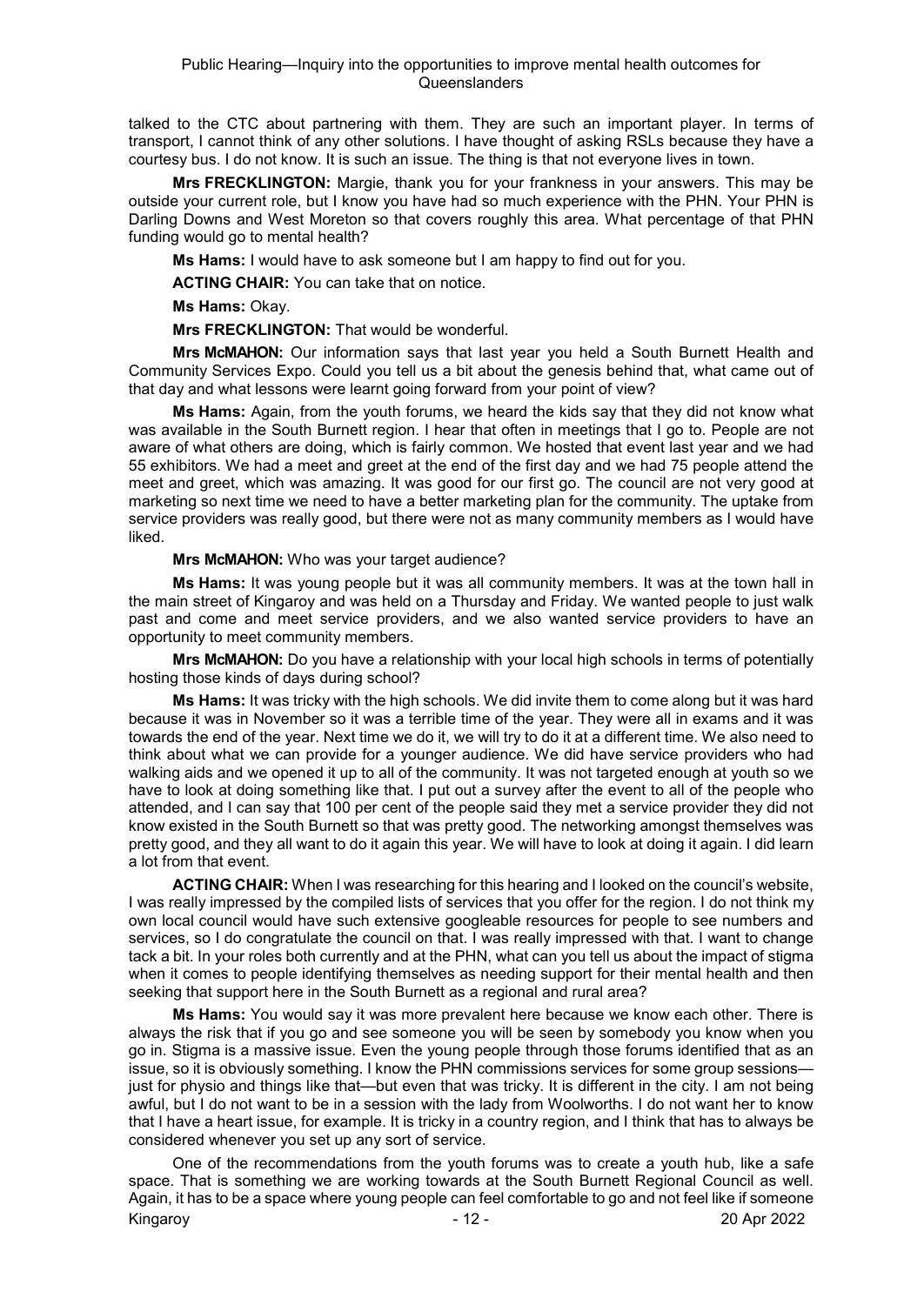talked to the CTC about partnering with them. They are such an important player. In terms of transport, I cannot think of any other solutions. I have thought of asking RSLs because they have a courtesy bus. I do not know. It is such an issue. The thing is that not everyone lives in town.

**Mrs FRECKLINGTON:** Margie, thank you for your frankness in your answers. This may be outside your current role, but I know you have had so much experience with the PHN. Your PHN is Darling Downs and West Moreton so that covers roughly this area. What percentage of that PHN funding would go to mental health?

**Ms Hams:** I would have to ask someone but I am happy to find out for you.

**ACTING CHAIR:** You can take that on notice.

**Ms Hams:** Okay.

**Mrs FRECKLINGTON:** That would be wonderful.

**Mrs McMAHON:** Our information says that last year you held a South Burnett Health and Community Services Expo. Could you tell us a bit about the genesis behind that, what came out of that day and what lessons were learnt going forward from your point of view?

**Ms Hams:** Again, from the youth forums, we heard the kids say that they did not know what was available in the South Burnett region. I hear that often in meetings that I go to. People are not aware of what others are doing, which is fairly common. We hosted that event last year and we had 55 exhibitors. We had a meet and greet at the end of the first day and we had 75 people attend the meet and greet, which was amazing. It was good for our first go. The council are not very good at marketing so next time we need to have a better marketing plan for the community. The uptake from service providers was really good, but there were not as many community members as I would have liked.

**Mrs McMAHON:** Who was your target audience?

**Ms Hams:** It was young people but it was all community members. It was at the town hall in the main street of Kingaroy and was held on a Thursday and Friday. We wanted people to just walk past and come and meet service providers, and we also wanted service providers to have an opportunity to meet community members.

**Mrs McMAHON:** Do you have a relationship with your local high schools in terms of potentially hosting those kinds of days during school?

**Ms Hams:** It was tricky with the high schools. We did invite them to come along but it was hard because it was in November so it was a terrible time of the year. They were all in exams and it was towards the end of the year. Next time we do it, we will try to do it at a different time. We also need to think about what we can provide for a younger audience. We did have service providers who had walking aids and we opened it up to all of the community. It was not targeted enough at youth so we have to look at doing something like that. I put out a survey after the event to all of the people who attended, and I can say that 100 per cent of the people said they met a service provider they did not know existed in the South Burnett so that was pretty good. The networking amongst themselves was pretty good, and they all want to do it again this year. We will have to look at doing it again. I did learn a lot from that event.

**ACTING CHAIR:** When I was researching for this hearing and I looked on the council's website, I was really impressed by the compiled lists of services that you offer for the region. I do not think my own local council would have such extensive googleable resources for people to see numbers and services, so I do congratulate the council on that. I was really impressed with that. I want to change tack a bit. In your roles both currently and at the PHN, what can you tell us about the impact of stigma when it comes to people identifying themselves as needing support for their mental health and then seeking that support here in the South Burnett as a regional and rural area?

**Ms Hams:** You would say it was more prevalent here because we know each other. There is always the risk that if you go and see someone you will be seen by somebody you know when you go in. Stigma is a massive issue. Even the young people through those forums identified that as an issue, so it is obviously something. I know the PHN commissions services for some group sessions—just for physio and things like that—but even that was tricky. It is different in the city. I am not being awful, but I do not want to be in a session with the lady from Woolworths. I do not want her to know that I have a heart issue, for example. It is tricky in a country region, and I think that has to always be considered whenever you set up any sort of service.

One of the recommendations from the youth forums was to create a youth hub, like a safe space. That is something we are working towards at the South Burnett Regional Council as well. Again, it has to be a space where young people can feel comfortable to go and not feel like if someone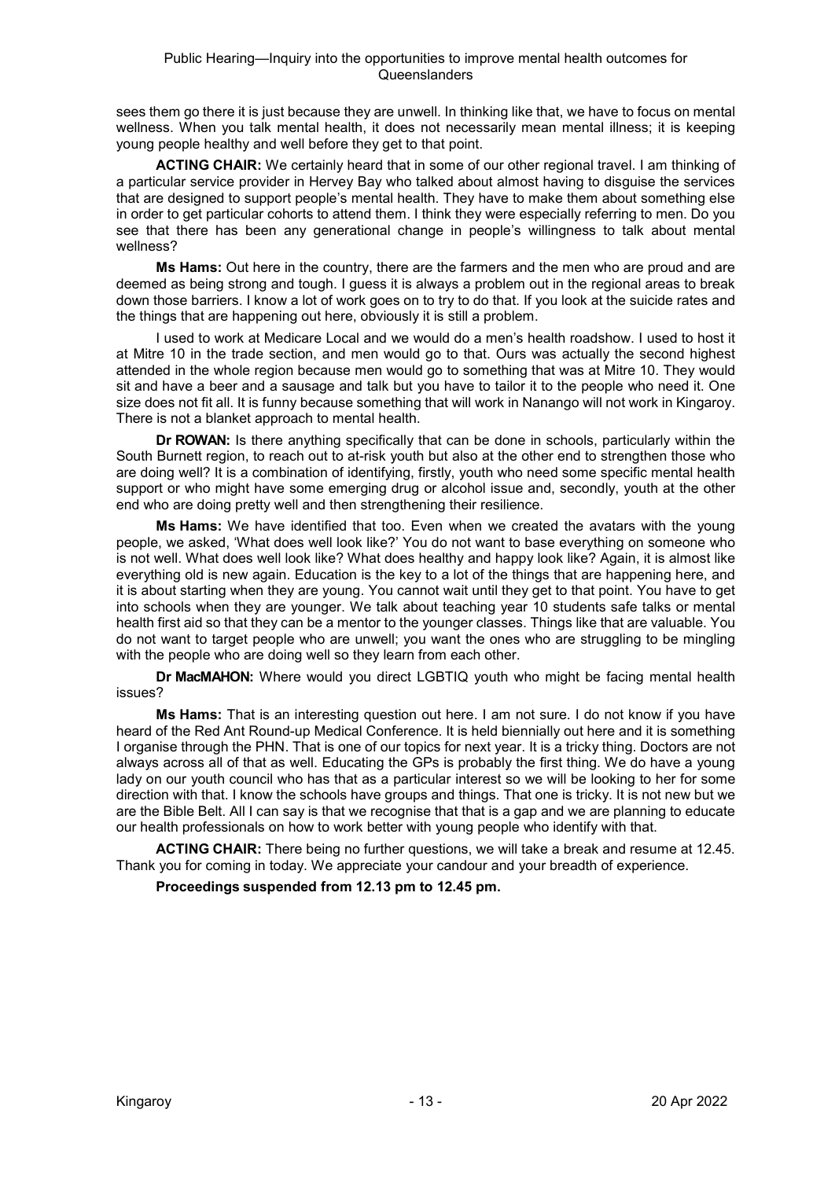sees them go there it is just because they are unwell. In thinking like that, we have to focus on mental wellness. When you talk mental health, it does not necessarily mean mental illness; it is keeping young people healthy and well before they get to that point.

**ACTING CHAIR:** We certainly heard that in some of our other regional travel. I am thinking of a particular service provider in Hervey Bay who talked about almost having to disguise the services that are designed to support people's mental health. They have to make them about something else in order to get particular cohorts to attend them. I think they were especially referring to men. Do you see that there has been any generational change in people's willingness to talk about mental wellness?

**Ms Hams:** Out here in the country, there are the farmers and the men who are proud and are deemed as being strong and tough. I guess it is always a problem out in the regional areas to break down those barriers. I know a lot of work goes on to try to do that. If you look at the suicide rates and the things that are happening out here, obviously it is still a problem.

I used to work at Medicare Local and we would do a men's health roadshow. I used to host it at Mitre 10 in the trade section, and men would go to that. Ours was actually the second highest attended in the whole region because men would go to something that was at Mitre 10. They would sit and have a beer and a sausage and talk but you have to tailor it to the people who need it. One size does not fit all. It is funny because something that will work in Nanango will not work in Kingaroy. There is not a blanket approach to mental health.

**Dr ROWAN:** Is there anything specifically that can be done in schools, particularly within the South Burnett region, to reach out to at-risk youth but also at the other end to strengthen those who are doing well? It is a combination of identifying, firstly, youth who need some specific mental health support or who might have some emerging drug or alcohol issue and, secondly, youth at the other end who are doing pretty well and then strengthening their resilience.

**Ms Hams:** We have identified that too. Even when we created the avatars with the young people, we asked, 'What does well look like?' You do not want to base everything on someone who is not well. What does well look like? What does healthy and happy look like? Again, it is almost like everything old is new again. Education is the key to a lot of the things that are happening here, and it is about starting when they are young. You cannot wait until they get to that point. You have to get into schools when they are younger. We talk about teaching year 10 students safe talks or mental health first aid so that they can be a mentor to the younger classes. Things like that are valuable. You do not want to target people who are unwell; you want the ones who are struggling to be mingling with the people who are doing well so they learn from each other.

**Dr MacMAHON:** Where would you direct LGBTIQ youth who might be facing mental health issues?

**Ms Hams:** That is an interesting question out here. I am not sure. I do not know if you have heard of the Red Ant Round-up Medical Conference. It is held biennially out here and it is something I organise through the PHN. That is one of our topics for next year. It is a tricky thing. Doctors are not always across all of that as well. Educating the GPs is probably the first thing. We do have a young lady on our youth council who has that as a particular interest so we will be looking to her for some direction with that. I know the schools have groups and things. That one is tricky. It is not new but we are the Bible Belt. All I can say is that we recognise that that is a gap and we are planning to educate our health professionals on how to work better with young people who identify with that.

**ACTING CHAIR:** There being no further questions, we will take a break and resume at 12.45. Thank you for coming in today. We appreciate your candour and your breadth of experience.

**Proceedings suspended from 12.13 pm to 12.45 pm.**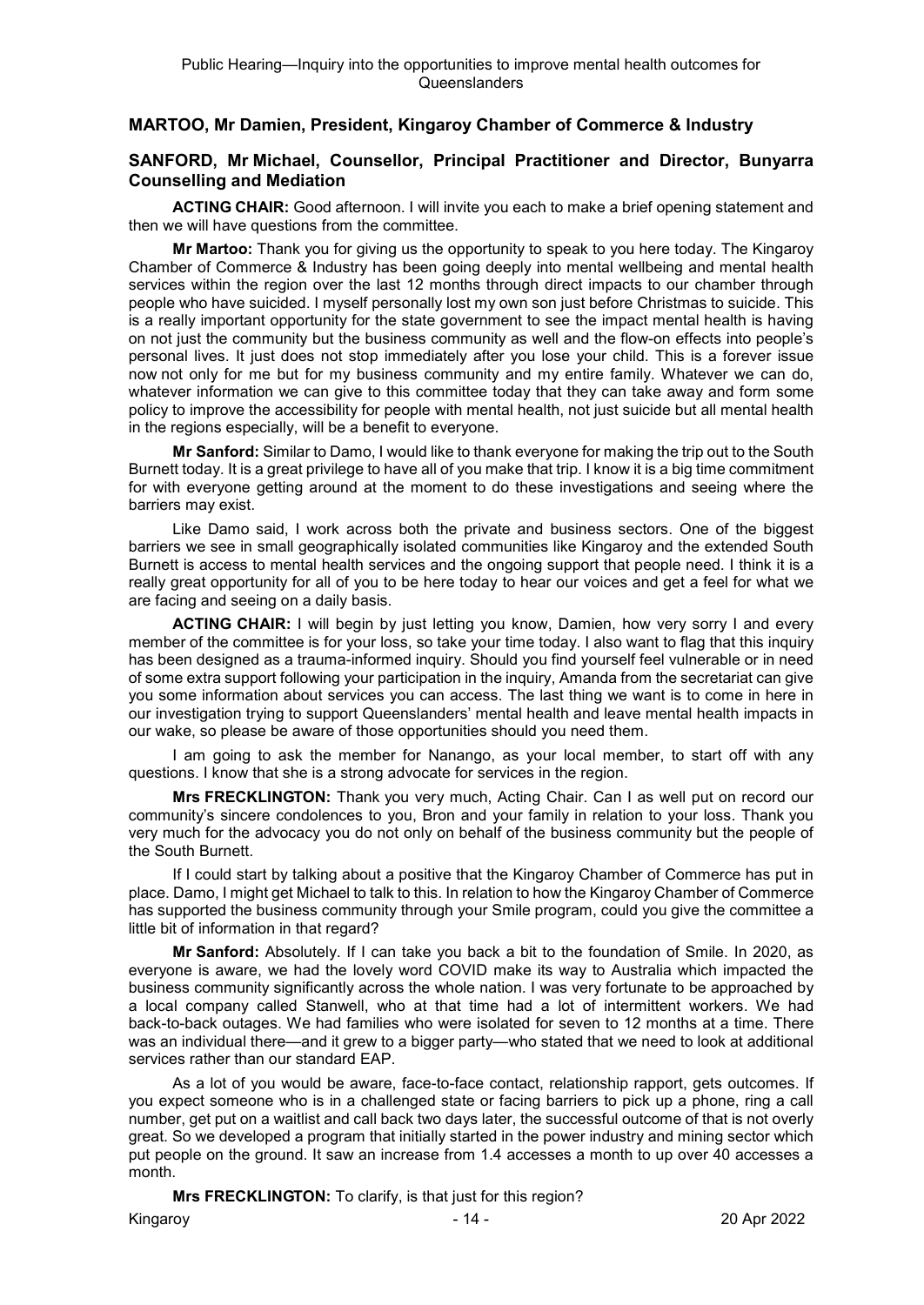**MARTOO, Mr Damien, President, Kingaroy Chamber of Commerce & Industry**

**SANFORD, Mr Michael, Counsellor, Principal Practitioner and Director, Bunyarra Counselling and Mediation**

**ACTING CHAIR:** Good afternoon. I will invite you each to make a brief opening statement and then we will have questions from the committee.

**Mr Martoo:** Thank you for giving us the opportunity to speak to you here today. The Kingaroy Chamber of Commerce & Industry has been going deeply into mental wellbeing and mental health services within the region over the last 12 months through direct impacts to our chamber through people who have suicided. I myself personally lost my own son just before Christmas to suicide. This is a really important opportunity for the state government to see the impact mental health is having on not just the community but the business community as well and the flow-on effects into people's personal lives. It just does not stop immediately after you lose your child. This is a forever issue now not only for me but for my business community and my entire family. Whatever we can do, whatever information we can give to this committee today that they can take away and form some policy to improve the accessibility for people with mental health, not just suicide but all mental health in the regions especially, will be a benefit to everyone.

**Mr Sanford:** Similar to Damo, I would like to thank everyone for making the trip out to the South Burnett today. It is a great privilege to have all of you make that trip. I know it is a big time commitment for with everyone getting around at the moment to do these investigations and seeing where the barriers may exist.

Like Damo said, I work across both the private and business sectors. One of the biggest barriers we see in small geographically isolated communities like Kingaroy and the extended South Burnett is access to mental health services and the ongoing support that people need. I think it is a really great opportunity for all of you to be here today to hear our voices and get a feel for what we are facing and seeing on a daily basis.

**ACTING CHAIR:** I will begin by just letting you know, Damien, how very sorry I and every member of the committee is for your loss, so take your time today. I also want to flag that this inquiry has been designed as a trauma-informed inquiry. Should you find yourself feel vulnerable or in need of some extra support following your participation in the inquiry, Amanda from the secretariat can give you some information about services you can access. The last thing we want is to come in here in our investigation trying to support Queenslanders' mental health and leave mental health impacts in our wake, so please be aware of those opportunities should you need them.

I am going to ask the member for Nanango, as your local member, to start off with any questions. I know that she is a strong advocate for services in the region.

**Mrs FRECKLINGTON:** Thank you very much, Acting Chair. Can I as well put on record our community's sincere condolences to you, Bron and your family in relation to your loss. Thank you very much for the advocacy you do not only on behalf of the business community but the people of the South Burnett.

If I could start by talking about a positive that the Kingaroy Chamber of Commerce has put in place. Damo, I might get Michael to talk to this. In relation to how the Kingaroy Chamber of Commerce has supported the business community through your Smile program, could you give the committee a little bit of information in that regard?

**Mr Sanford:** Absolutely. If I can take you back a bit to the foundation of Smile. In 2020, as everyone is aware, we had the lovely word COVID make its way to Australia which impacted the business community significantly across the whole nation. I was very fortunate to be approached by a local company called Stanwell, who at that time had a lot of intermittent workers. We had back-to-back outages. We had families who were isolated for seven to 12 months at a time. There was an individual there—and it grew to a bigger party—who stated that we need to look at additional services rather than our standard EAP.

As a lot of you would be aware, face-to-face contact, relationship rapport, gets outcomes. If you expect someone who is in a challenged state or facing barriers to pick up a phone, ring a call number, get put on a waitlist and call back two days later, the successful outcome of that is not overly great. So we developed a program that initially started in the power industry and mining sector which put people on the ground. It saw an increase from 1.4 accesses a month to up over 40 accesses a month.

**Mrs FRECKLINGTON:** To clarify, is that just for this region?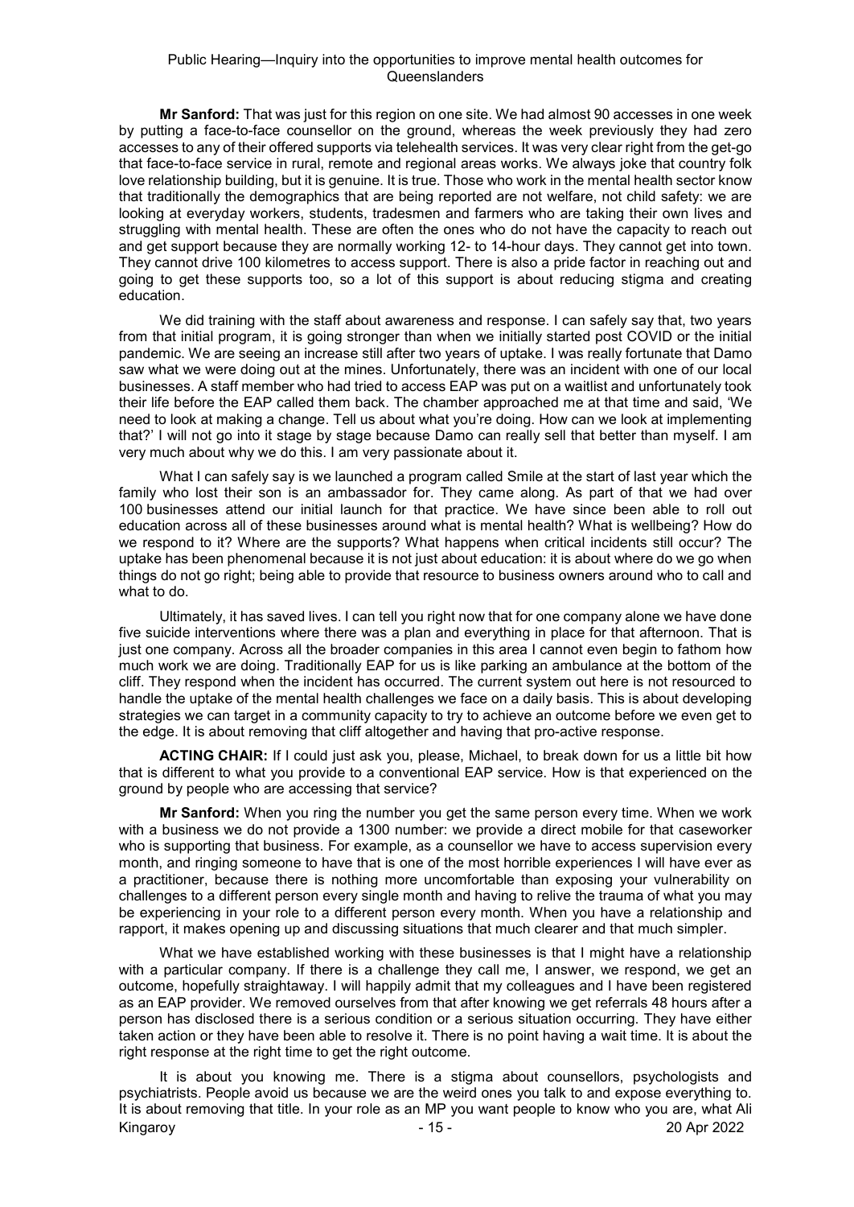**Mr Sanford:** That was just for this region on one site. We had almost 90 accesses in one week by putting a face-to-face counsellor on the ground, whereas the week previously they had zero accesses to any of their offered supports via telehealth services. It was very clear right from the get-go that face-to-face service in rural, remote and regional areas works. We always joke that country folk love relationship building, but it is genuine. It is true. Those who work in the mental health sector know that traditionally the demographics that are being reported are not welfare, not child safety: we are looking at everyday workers, students, tradesmen and farmers who are taking their own lives and struggling with mental health. These are often the ones who do not have the capacity to reach out and get support because they are normally working 12- to 14-hour days. They cannot get into town. They cannot drive 100 kilometres to access support. There is also a pride factor in reaching out and going to get these supports too, so a lot of this support is about reducing stigma and creating education.

We did training with the staff about awareness and response. I can safely say that, two years from that initial program, it is going stronger than when we initially started post COVID or the initial pandemic. We are seeing an increase still after two years of uptake. I was really fortunate that Damo saw what we were doing out at the mines. Unfortunately, there was an incident with one of our local businesses. A staff member who had tried to access EAP was put on a waitlist and unfortunately took their life before the EAP called them back. The chamber approached me at that time and said, 'We need to look at making a change. Tell us about what you're doing. How can we look at implementing that?' I will not go into it stage by stage because Damo can really sell that better than myself. I am very much about why we do this. I am very passionate about it.

What I can safely say is we launched a program called Smile at the start of last year which the family who lost their son is an ambassador for. They came along. As part of that we had over 100 businesses attend our initial launch for that practice. We have since been able to roll out education across all of these businesses around what is mental health? What is wellbeing? How do we respond to it? Where are the supports? What happens when critical incidents still occur? The uptake has been phenomenal because it is not just about education: it is about where do we go when things do not go right; being able to provide that resource to business owners around who to call and what to do.

Ultimately, it has saved lives. I can tell you right now that for one company alone we have done five suicide interventions where there was a plan and everything in place for that afternoon. That is just one company. Across all the broader companies in this area I cannot even begin to fathom how much work we are doing. Traditionally EAP for us is like parking an ambulance at the bottom of the cliff. They respond when the incident has occurred. The current system out here is not resourced to handle the uptake of the mental health challenges we face on a daily basis. This is about developing strategies we can target in a community capacity to try to achieve an outcome before we even get to the edge. It is about removing that cliff altogether and having that pro-active response.

**ACTING CHAIR:** If I could just ask you, please, Michael, to break down for us a little bit how that is different to what you provide to a conventional EAP service. How is that experienced on the ground by people who are accessing that service?

**Mr Sanford:** When you ring the number you get the same person every time. When we work with a business we do not provide a 1300 number: we provide a direct mobile for that caseworker who is supporting that business. For example, as a counsellor we have to access supervision every month, and ringing someone to have that is one of the most horrible experiences I will have ever as a practitioner, because there is nothing more uncomfortable than exposing your vulnerability on challenges to a different person every single month and having to relive the trauma of what you may be experiencing in your role to a different person every month. When you have a relationship and rapport, it makes opening up and discussing situations that much clearer and that much simpler.

What we have established working with these businesses is that I might have a relationship with a particular company. If there is a challenge they call me, I answer, we respond, we get an outcome, hopefully straightaway. I will happily admit that my colleagues and I have been registered as an EAP provider. We removed ourselves from that after knowing we get referrals 48 hours after a person has disclosed there is a serious condition or a serious situation occurring. They have either taken action or they have been able to resolve it. There is no point having a wait time. It is about the right response at the right time to get the right outcome.

It is about you knowing me. There is a stigma about counsellors, psychologists and psychiatrists. People avoid us because we are the weird ones you talk to and expose everything to. It is about removing that title. In your role as an MP you want people to know who you are, what Ali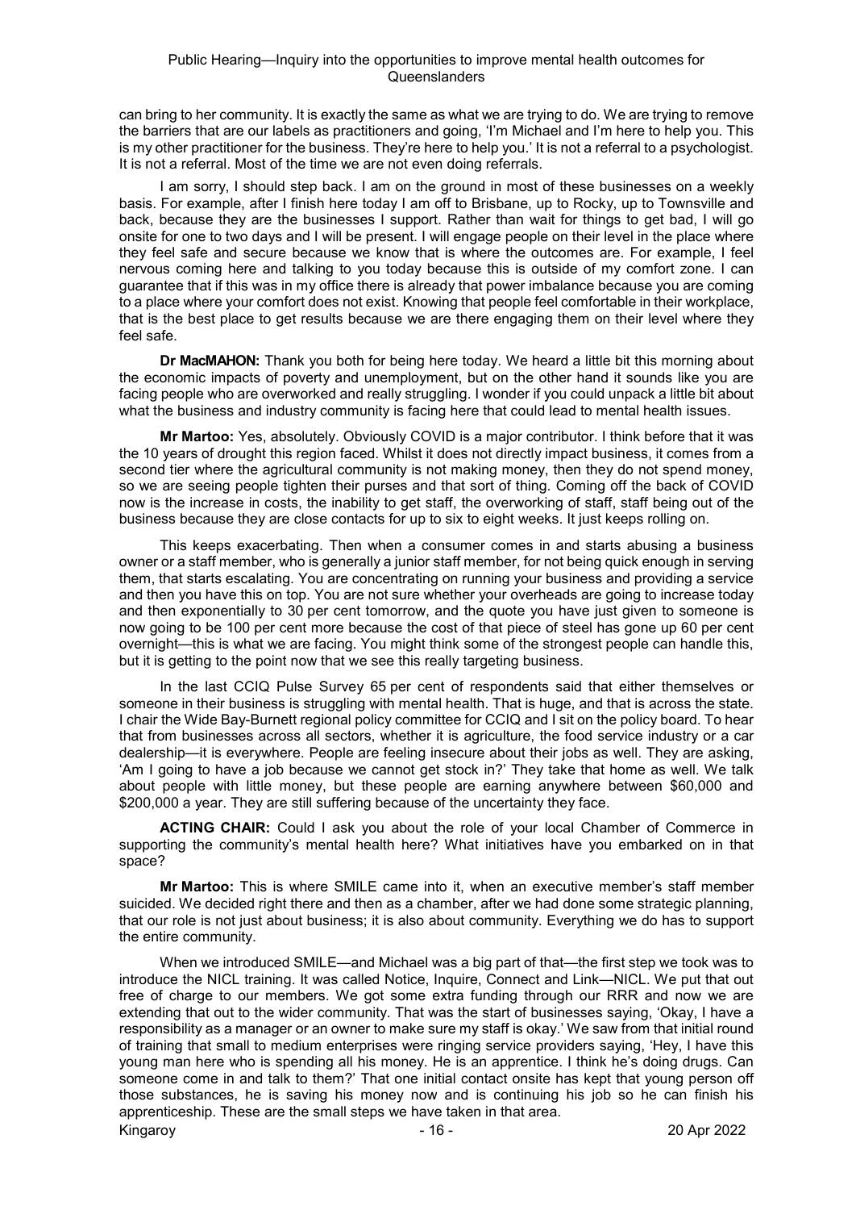can bring to her community. It is exactly the same as what we are trying to do. We are trying to remove the barriers that are our labels as practitioners and going, 'I'm Michael and I'm here to help you. This is my other practitioner for the business. They're here to help you.' It is not a referral to a psychologist. It is not a referral. Most of the time we are not even doing referrals.

I am sorry, I should step back. I am on the ground in most of these businesses on a weekly basis. For example, after I finish here today I am off to Brisbane, up to Rocky, up to Townsville and back, because they are the businesses I support. Rather than wait for things to get bad, I will go onsite for one to two days and I will be present. I will engage people on their level in the place where they feel safe and secure because we know that is where the outcomes are. For example, I feel nervous coming here and talking to you today because this is outside of my comfort zone. I can guarantee that if this was in my office there is already that power imbalance because you are coming to a place where your comfort does not exist. Knowing that people feel comfortable in their workplace, that is the best place to get results because we are there engaging them on their level where they feel safe.

**Dr MacMAHON:** Thank you both for being here today. We heard a little bit this morning about the economic impacts of poverty and unemployment, but on the other hand it sounds like you are facing people who are overworked and really struggling. I wonder if you could unpack a little bit about what the business and industry community is facing here that could lead to mental health issues.

**Mr Martoo:** Yes, absolutely. Obviously COVID is a major contributor. I think before that it was the 10 years of drought this region faced. Whilst it does not directly impact business, it comes from a second tier where the agricultural community is not making money, then they do not spend money, so we are seeing people tighten their purses and that sort of thing. Coming off the back of COVID now is the increase in costs, the inability to get staff, the overworking of staff, staff being out of the business because they are close contacts for up to six to eight weeks. It just keeps rolling on.

This keeps exacerbating. Then when a consumer comes in and starts abusing a business owner or a staff member, who is generally a junior staff member, for not being quick enough in serving them, that starts escalating. You are concentrating on running your business and providing a service and then you have this on top. You are not sure whether your overheads are going to increase today and then exponentially to 30 per cent tomorrow, and the quote you have just given to someone is now going to be 100 per cent more because the cost of that piece of steel has gone up 60 per cent overnight—this is what we are facing. You might think some of the strongest people can handle this, but it is getting to the point now that we see this really targeting business.

In the last CCIQ Pulse Survey 65 per cent of respondents said that either themselves or someone in their business is struggling with mental health. That is huge, and that is across the state. I chair the Wide Bay-Burnett regional policy committee for CCIQ and I sit on the policy board. To hear that from businesses across all sectors, whether it is agriculture, the food service industry or a car dealership—it is everywhere. People are feeling insecure about their jobs as well. They are asking, 'Am I going to have a job because we cannot get stock in?' They take that home as well. We talk about people with little money, but these people are earning anywhere between $60,000 and $200,000 a year. They are still suffering because of the uncertainty they face.

**ACTING CHAIR:** Could I ask you about the role of your local Chamber of Commerce in supporting the community's mental health here? What initiatives have you embarked on in that space?

**Mr Martoo:** This is where SMILE came into it, when an executive member's staff member suicided. We decided right there and then as a chamber, after we had done some strategic planning, that our role is not just about business; it is also about community. Everything we do has to support the entire community.

When we introduced SMILE—and Michael was a big part of that—the first step we took was to introduce the NICL training. It was called Notice, Inquire, Connect and Link—NICL. We put that out free of charge to our members. We got some extra funding through our RRR and now we are extending that out to the wider community. That was the start of businesses saying, 'Okay, I have a responsibility as a manager or an owner to make sure my staff is okay.' We saw from that initial round of training that small to medium enterprises were ringing service providers saying, 'Hey, I have this young man here who is spending all his money. He is an apprentice. I think he's doing drugs. Can someone come in and talk to them?' That one initial contact onsite has kept that young person off those substances, he is saving his money now and is continuing his job so he can finish his apprenticeship. These are the small steps we have taken in that area.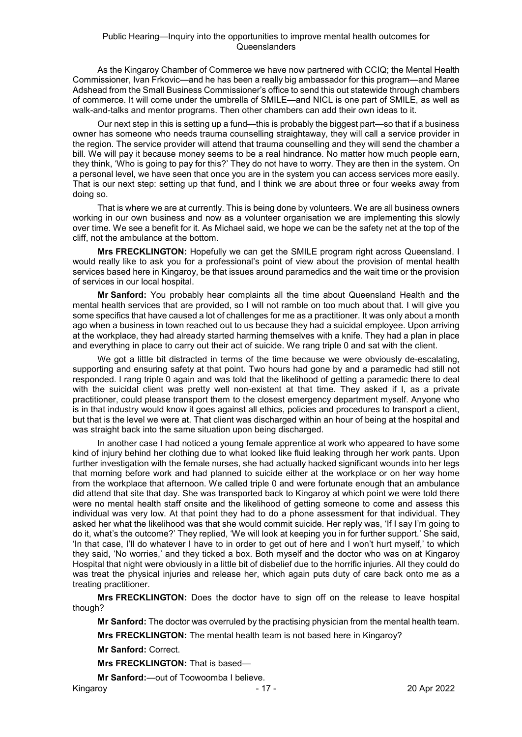As the Kingaroy Chamber of Commerce we have now partnered with CCIQ; the Mental Health Commissioner, Ivan Frkovic—and he has been a really big ambassador for this program—and Maree Adshead from the Small Business Commissioner's office to send this out statewide through chambers of commerce. It will come under the umbrella of SMILE—and NICL is one part of SMILE, as well as walk-and-talks and mentor programs. Then other chambers can add their own ideas to it.

Our next step in this is setting up a fund—this is probably the biggest part—so that if a business owner has someone who needs trauma counselling straightaway, they will call a service provider in the region. The service provider will attend that trauma counselling and they will send the chamber a bill. We will pay it because money seems to be a real hindrance. No matter how much people earn, they think, 'Who is going to pay for this?' They do not have to worry. They are then in the system. On a personal level, we have seen that once you are in the system you can access services more easily. That is our next step: setting up that fund, and I think we are about three or four weeks away from doing so.

That is where we are at currently. This is being done by volunteers. We are all business owners working in our own business and now as a volunteer organisation we are implementing this slowly over time. We see a benefit for it. As Michael said, we hope we can be the safety net at the top of the cliff, not the ambulance at the bottom.

**Mrs FRECKLINGTON:** Hopefully we can get the SMILE program right across Queensland. I would really like to ask you for a professional's point of view about the provision of mental health services based here in Kingaroy, be that issues around paramedics and the wait time or the provision of services in our local hospital.

**Mr Sanford:** You probably hear complaints all the time about Queensland Health and the mental health services that are provided, so I will not ramble on too much about that. I will give you some specifics that have caused a lot of challenges for me as a practitioner. It was only about a month ago when a business in town reached out to us because they had a suicidal employee. Upon arriving at the workplace, they had already started harming themselves with a knife. They had a plan in place and everything in place to carry out their act of suicide. We rang triple 0 and sat with the client.

We got a little bit distracted in terms of the time because we were obviously de-escalating, supporting and ensuring safety at that point. Two hours had gone by and a paramedic had still not responded. I rang triple 0 again and was told that the likelihood of getting a paramedic there to deal with the suicidal client was pretty well non-existent at that time. They asked if I, as a private practitioner, could please transport them to the closest emergency department myself. Anyone who is in that industry would know it goes against all ethics, policies and procedures to transport a client, but that is the level we were at. That client was discharged within an hour of being at the hospital and was straight back into the same situation upon being discharged.

In another case I had noticed a young female apprentice at work who appeared to have some kind of injury behind her clothing due to what looked like fluid leaking through her work pants. Upon further investigation with the female nurses, she had actually hacked significant wounds into her legs that morning before work and had planned to suicide either at the workplace or on her way home from the workplace that afternoon. We called triple 0 and were fortunate enough that an ambulance did attend that site that day. She was transported back to Kingaroy at which point we were told there were no mental health staff onsite and the likelihood of getting someone to come and assess this individual was very low. At that point they had to do a phone assessment for that individual. They asked her what the likelihood was that she would commit suicide. Her reply was, 'If I say I'm going to do it, what's the outcome?' They replied, 'We will look at keeping you in for further support.' She said, 'In that case, I'll do whatever I have to in order to get out of here and I won't hurt myself,' to which they said, 'No worries,' and they ticked a box. Both myself and the doctor who was on at Kingaroy Hospital that night were obviously in a little bit of disbelief due to the horrific injuries. All they could do was treat the physical injuries and release her, which again puts duty of care back onto me as a treating practitioner.

**Mrs FRECKLINGTON:** Does the doctor have to sign off on the release to leave hospital though?

**Mr Sanford:** The doctor was overruled by the practising physician from the mental health team.

**Mrs FRECKLINGTON:** The mental health team is not based here in Kingaroy?

**Mr Sanford:** Correct.

**Mrs FRECKLINGTON:** That is based—

**Mr Sanford:**—out of Toowoomba I believe.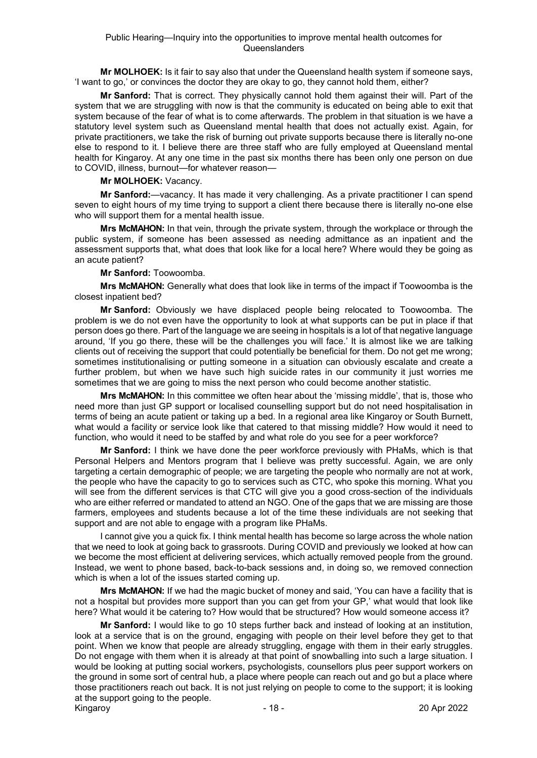**Mr MOLHOEK:** Is it fair to say also that under the Queensland health system if someone says, 'I want to go,' or convinces the doctor they are okay to go, they cannot hold them, either?

**Mr Sanford:** That is correct. They physically cannot hold them against their will. Part of the system that we are struggling with now is that the community is educated on being able to exit that system because of the fear of what is to come afterwards. The problem in that situation is we have a statutory level system such as Queensland mental health that does not actually exist. Again, for private practitioners, we take the risk of burning out private supports because there is literally no-one else to respond to it. I believe there are three staff who are fully employed at Queensland mental health for Kingaroy. At any one time in the past six months there has been only one person on due to COVID, illness, burnout—for whatever reason—

**Mr MOLHOEK:** Vacancy.

**Mr Sanford:**—vacancy. It has made it very challenging. As a private practitioner I can spend seven to eight hours of my time trying to support a client there because there is literally no-one else who will support them for a mental health issue.

**Mrs McMAHON:** In that vein, through the private system, through the workplace or through the public system, if someone has been assessed as needing admittance as an inpatient and the assessment supports that, what does that look like for a local here? Where would they be going as an acute patient?

**Mr Sanford:** Toowoomba.

**Mrs McMAHON:** Generally what does that look like in terms of the impact if Toowoomba is the closest inpatient bed?

**Mr Sanford:** Obviously we have displaced people being relocated to Toowoomba. The problem is we do not even have the opportunity to look at what supports can be put in place if that person does go there. Part of the language we are seeing in hospitals is a lot of that negative language around, 'If you go there, these will be the challenges you will face.' It is almost like we are talking clients out of receiving the support that could potentially be beneficial for them. Do not get me wrong; sometimes institutionalising or putting someone in a situation can obviously escalate and create a further problem, but when we have such high suicide rates in our community it just worries me sometimes that we are going to miss the next person who could become another statistic.

**Mrs McMAHON:** In this committee we often hear about the 'missing middle', that is, those who need more than just GP support or localised counselling support but do not need hospitalisation in terms of being an acute patient or taking up a bed. In a regional area like Kingaroy or South Burnett, what would a facility or service look like that catered to that missing middle? How would it need to function, who would it need to be staffed by and what role do you see for a peer workforce?

**Mr Sanford:** I think we have done the peer workforce previously with PHaMs, which is that Personal Helpers and Mentors program that I believe was pretty successful. Again, we are only targeting a certain demographic of people; we are targeting the people who normally are not at work, the people who have the capacity to go to services such as CTC, who spoke this morning. What you will see from the different services is that CTC will give you a good cross-section of the individuals who are either referred or mandated to attend an NGO. One of the gaps that we are missing are those farmers, employees and students because a lot of the time these individuals are not seeking that support and are not able to engage with a program like PHaMs.

I cannot give you a quick fix. I think mental health has become so large across the whole nation that we need to look at going back to grassroots. During COVID and previously we looked at how can we become the most efficient at delivering services, which actually removed people from the ground. Instead, we went to phone based, back-to-back sessions and, in doing so, we removed connection which is when a lot of the issues started coming up.

**Mrs McMAHON:** If we had the magic bucket of money and said, 'You can have a facility that is not a hospital but provides more support than you can get from your GP,' what would that look like here? What would it be catering to? How would that be structured? How would someone access it?

**Mr Sanford:** I would like to go 10 steps further back and instead of looking at an institution, look at a service that is on the ground, engaging with people on their level before they get to that point. When we know that people are already struggling, engage with them in their early struggles. Do not engage with them when it is already at that point of snowballing into such a large situation. I would be looking at putting social workers, psychologists, counsellors plus peer support workers on the ground in some sort of central hub, a place where people can reach out and go but a place where those practitioners reach out back. It is not just relying on people to come to the support; it is looking at the support going to the people.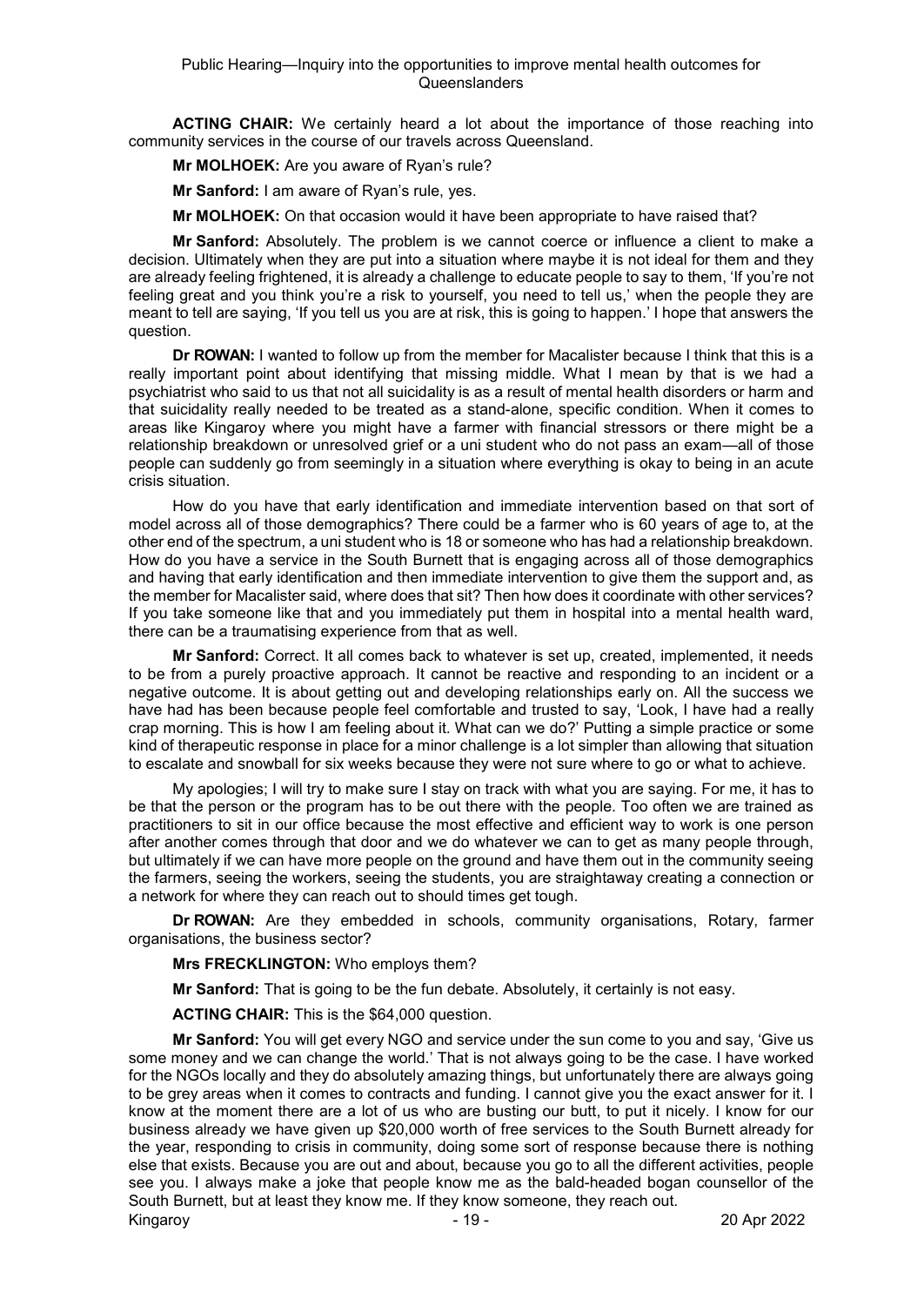**ACTING CHAIR:** We certainly heard a lot about the importance of those reaching into community services in the course of our travels across Queensland.

**Mr MOLHOEK:** Are you aware of Ryan's rule?

**Mr Sanford:** I am aware of Ryan's rule, yes.

**Mr MOLHOEK:** On that occasion would it have been appropriate to have raised that?

**Mr Sanford:** Absolutely. The problem is we cannot coerce or influence a client to make a decision. Ultimately when they are put into a situation where maybe it is not ideal for them and they are already feeling frightened, it is already a challenge to educate people to say to them, 'If you're not feeling great and you think you're a risk to yourself, you need to tell us,' when the people they are meant to tell are saying, 'If you tell us you are at risk, this is going to happen.' I hope that answers the question.

**Dr ROWAN:** I wanted to follow up from the member for Macalister because I think that this is a really important point about identifying that missing middle. What I mean by that is we had a psychiatrist who said to us that not all suicidality is as a result of mental health disorders or harm and that suicidality really needed to be treated as a stand-alone, specific condition. When it comes to areas like Kingaroy where you might have a farmer with financial stressors or there might be a relationship breakdown or unresolved grief or a uni student who do not pass an exam—all of those people can suddenly go from seemingly in a situation where everything is okay to being in an acute crisis situation.

How do you have that early identification and immediate intervention based on that sort of model across all of those demographics? There could be a farmer who is 60 years of age to, at the other end of the spectrum, a uni student who is 18 or someone who has had a relationship breakdown. How do you have a service in the South Burnett that is engaging across all of those demographics and having that early identification and then immediate intervention to give them the support and, as the member for Macalister said, where does that sit? Then how does it coordinate with other services? If you take someone like that and you immediately put them in hospital into a mental health ward, there can be a traumatising experience from that as well.

**Mr Sanford:** Correct. It all comes back to whatever is set up, created, implemented, it needs to be from a purely proactive approach. It cannot be reactive and responding to an incident or a negative outcome. It is about getting out and developing relationships early on. All the success we have had has been because people feel comfortable and trusted to say, 'Look, I have had a really crap morning. This is how I am feeling about it. What can we do?' Putting a simple practice or some kind of therapeutic response in place for a minor challenge is a lot simpler than allowing that situation to escalate and snowball for six weeks because they were not sure where to go or what to achieve.

My apologies; I will try to make sure I stay on track with what you are saying. For me, it has to be that the person or the program has to be out there with the people. Too often we are trained as practitioners to sit in our office because the most effective and efficient way to work is one person after another comes through that door and we do whatever we can to get as many people through, but ultimately if we can have more people on the ground and have them out in the community seeing the farmers, seeing the workers, seeing the students, you are straightaway creating a connection or a network for where they can reach out to should times get tough.

**Dr ROWAN:** Are they embedded in schools, community organisations, Rotary, farmer organisations, the business sector?

**Mrs FRECKLINGTON:** Who employs them?

**Mr Sanford:** That is going to be the fun debate. Absolutely, it certainly is not easy.

**ACTING CHAIR:** This is the $64,000 question.

**Mr Sanford:** You will get every NGO and service under the sun come to you and say, 'Give us some money and we can change the world.' That is not always going to be the case. I have worked for the NGOs locally and they do absolutely amazing things, but unfortunately there are always going to be grey areas when it comes to contracts and funding. I cannot give you the exact answer for it. I know at the moment there are a lot of us who are busting our butt, to put it nicely. I know for our business already we have given up $20,000 worth of free services to the South Burnett already for the year, responding to crisis in community, doing some sort of response because there is nothing else that exists. Because you are out and about, because you go to all the different activities, people see you. I always make a joke that people know me as the bald-headed bogan counsellor of the South Burnett, but at least they know me. If they know someone, they reach out.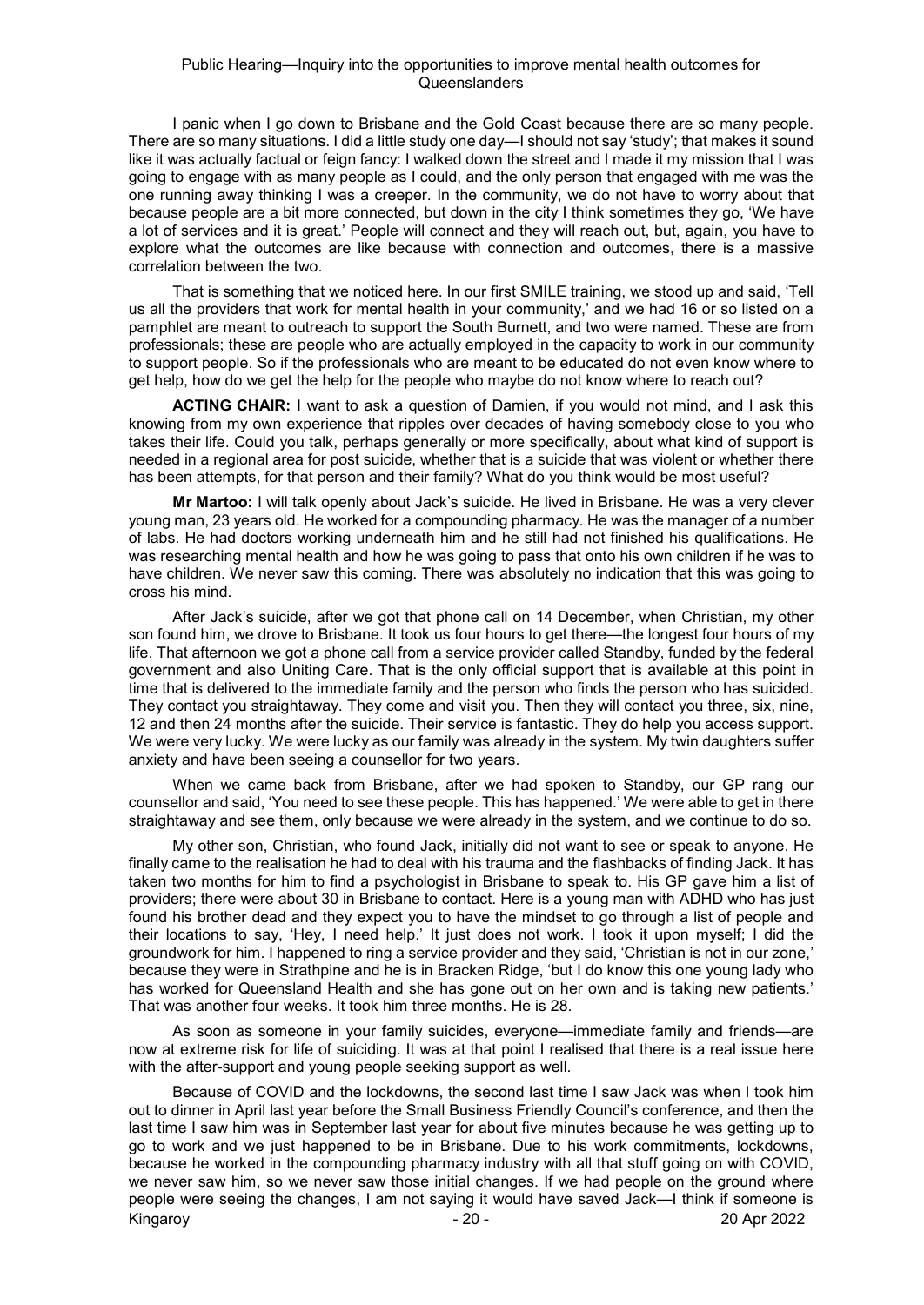I panic when I go down to Brisbane and the Gold Coast because there are so many people. There are so many situations. I did a little study one day—I should not say 'study'; that makes it sound like it was actually factual or feign fancy: I walked down the street and I made it my mission that I was going to engage with as many people as I could, and the only person that engaged with me was the one running away thinking I was a creeper. In the community, we do not have to worry about that because people are a bit more connected, but down in the city I think sometimes they go, 'We have a lot of services and it is great.' People will connect and they will reach out, but, again, you have to explore what the outcomes are like because with connection and outcomes, there is a massive correlation between the two.

That is something that we noticed here. In our first SMILE training, we stood up and said, 'Tell us all the providers that work for mental health in your community,' and we had 16 or so listed on a pamphlet are meant to outreach to support the South Burnett, and two were named. These are from professionals; these are people who are actually employed in the capacity to work in our community to support people. So if the professionals who are meant to be educated do not even know where to get help, how do we get the help for the people who maybe do not know where to reach out?

**ACTING CHAIR:** I want to ask a question of Damien, if you would not mind, and I ask this knowing from my own experience that ripples over decades of having somebody close to you who takes their life. Could you talk, perhaps generally or more specifically, about what kind of support is needed in a regional area for post suicide, whether that is a suicide that was violent or whether there has been attempts, for that person and their family? What do you think would be most useful?

**Mr Martoo:** I will talk openly about Jack's suicide. He lived in Brisbane. He was a very clever young man, 23 years old. He worked for a compounding pharmacy. He was the manager of a number of labs. He had doctors working underneath him and he still had not finished his qualifications. He was researching mental health and how he was going to pass that onto his own children if he was to have children. We never saw this coming. There was absolutely no indication that this was going to cross his mind.

After Jack's suicide, after we got that phone call on 14 December, when Christian, my other son found him, we drove to Brisbane. It took us four hours to get there—the longest four hours of my life. That afternoon we got a phone call from a service provider called Standby, funded by the federal government and also Uniting Care. That is the only official support that is available at this point in time that is delivered to the immediate family and the person who finds the person who has suicided. They contact you straightaway. They come and visit you. Then they will contact you three, six, nine, 12 and then 24 months after the suicide. Their service is fantastic. They do help you access support. We were very lucky. We were lucky as our family was already in the system. My twin daughters suffer anxiety and have been seeing a counsellor for two years.

When we came back from Brisbane, after we had spoken to Standby, our GP rang our counsellor and said, 'You need to see these people. This has happened.' We were able to get in there straightaway and see them, only because we were already in the system, and we continue to do so.

My other son, Christian, who found Jack, initially did not want to see or speak to anyone. He finally came to the realisation he had to deal with his trauma and the flashbacks of finding Jack. It has taken two months for him to find a psychologist in Brisbane to speak to. His GP gave him a list of providers; there were about 30 in Brisbane to contact. Here is a young man with ADHD who has just found his brother dead and they expect you to have the mindset to go through a list of people and their locations to say, 'Hey, I need help.' It just does not work. I took it upon myself; I did the groundwork for him. I happened to ring a service provider and they said, 'Christian is not in our zone,' because they were in Strathpine and he is in Bracken Ridge, 'but I do know this one young lady who has worked for Queensland Health and she has gone out on her own and is taking new patients.' That was another four weeks. It took him three months. He is 28.

As soon as someone in your family suicides, everyone—immediate family and friends—are now at extreme risk for life of suiciding. It was at that point I realised that there is a real issue here with the after-support and young people seeking support as well.

Because of COVID and the lockdowns, the second last time I saw Jack was when I took him out to dinner in April last year before the Small Business Friendly Council's conference, and then the last time I saw him was in September last year for about five minutes because he was getting up to go to work and we just happened to be in Brisbane. Due to his work commitments, lockdowns, because he worked in the compounding pharmacy industry with all that stuff going on with COVID, we never saw him, so we never saw those initial changes. If we had people on the ground where people were seeing the changes, I am not saying it would have saved Jack—I think if someone is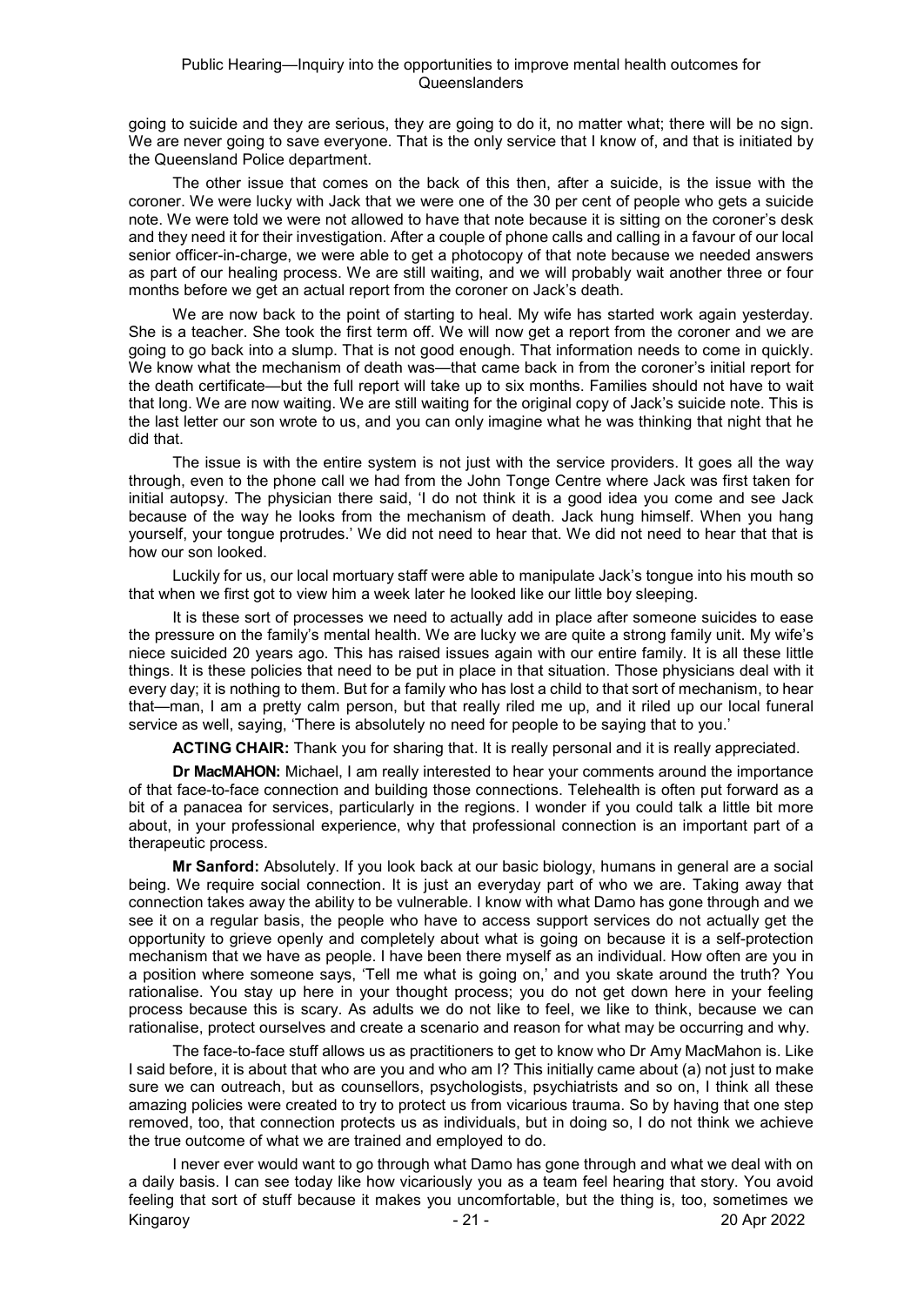going to suicide and they are serious, they are going to do it, no matter what; there will be no sign. We are never going to save everyone. That is the only service that I know of, and that is initiated by the Queensland Police department.

The other issue that comes on the back of this then, after a suicide, is the issue with the coroner. We were lucky with Jack that we were one of the 30 per cent of people who gets a suicide note. We were told we were not allowed to have that note because it is sitting on the coroner's desk and they need it for their investigation. After a couple of phone calls and calling in a favour of our local senior officer-in-charge, we were able to get a photocopy of that note because we needed answers as part of our healing process. We are still waiting, and we will probably wait another three or four months before we get an actual report from the coroner on Jack's death.

We are now back to the point of starting to heal. My wife has started work again yesterday. She is a teacher. She took the first term off. We will now get a report from the coroner and we are going to go back into a slump. That is not good enough. That information needs to come in quickly. We know what the mechanism of death was—that came back in from the coroner's initial report for the death certificate—but the full report will take up to six months. Families should not have to wait that long. We are now waiting. We are still waiting for the original copy of Jack's suicide note. This is the last letter our son wrote to us, and you can only imagine what he was thinking that night that he did that.

The issue is with the entire system is not just with the service providers. It goes all the way through, even to the phone call we had from the John Tonge Centre where Jack was first taken for initial autopsy. The physician there said, 'I do not think it is a good idea you come and see Jack because of the way he looks from the mechanism of death. Jack hung himself. When you hang yourself, your tongue protrudes.' We did not need to hear that. We did not need to hear that that is how our son looked.

Luckily for us, our local mortuary staff were able to manipulate Jack's tongue into his mouth so that when we first got to view him a week later he looked like our little boy sleeping.

It is these sort of processes we need to actually add in place after someone suicides to ease the pressure on the family's mental health. We are lucky we are quite a strong family unit. My wife's niece suicided 20 years ago. This has raised issues again with our entire family. It is all these little things. It is these policies that need to be put in place in that situation. Those physicians deal with it every day; it is nothing to them. But for a family who has lost a child to that sort of mechanism, to hear that—man, I am a pretty calm person, but that really riled me up, and it riled up our local funeral service as well, saying, 'There is absolutely no need for people to be saying that to you.'

**ACTING CHAIR:** Thank you for sharing that. It is really personal and it is really appreciated.

**Dr MacMAHON:** Michael, I am really interested to hear your comments around the importance of that face-to-face connection and building those connections. Telehealth is often put forward as a bit of a panacea for services, particularly in the regions. I wonder if you could talk a little bit more about, in your professional experience, why that professional connection is an important part of a therapeutic process.

**Mr Sanford:** Absolutely. If you look back at our basic biology, humans in general are a social being. We require social connection. It is just an everyday part of who we are. Taking away that connection takes away the ability to be vulnerable. I know with what Damo has gone through and we see it on a regular basis, the people who have to access support services do not actually get the opportunity to grieve openly and completely about what is going on because it is a self-protection mechanism that we have as people. I have been there myself as an individual. How often are you in a position where someone says, 'Tell me what is going on,' and you skate around the truth? You rationalise. You stay up here in your thought process; you do not get down here in your feeling process because this is scary. As adults we do not like to feel, we like to think, because we can rationalise, protect ourselves and create a scenario and reason for what may be occurring and why.

The face-to-face stuff allows us as practitioners to get to know who Dr Amy MacMahon is. Like I said before, it is about that who are you and who am I? This initially came about (a) not just to make sure we can outreach, but as counsellors, psychologists, psychiatrists and so on, I think all these amazing policies were created to try to protect us from vicarious trauma. So by having that one step removed, too, that connection protects us as individuals, but in doing so, I do not think we achieve the true outcome of what we are trained and employed to do.

I never ever would want to go through what Damo has gone through and what we deal with on a daily basis. I can see today like how vicariously you as a team feel hearing that story. You avoid feeling that sort of stuff because it makes you uncomfortable, but the thing is, too, sometimes we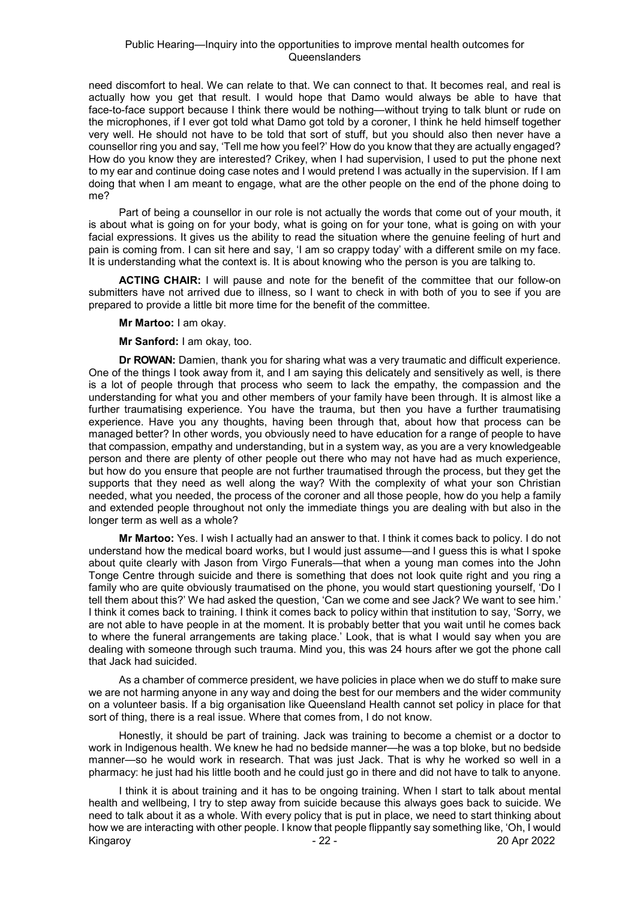need discomfort to heal. We can relate to that. We can connect to that. It becomes real, and real is actually how you get that result. I would hope that Damo would always be able to have that face-to-face support because I think there would be nothing—without trying to talk blunt or rude on the microphones, if I ever got told what Damo got told by a coroner, I think he held himself together very well. He should not have to be told that sort of stuff, but you should also then never have a counsellor ring you and say, 'Tell me how you feel?' How do you know that they are actually engaged? How do you know they are interested? Crikey, when I had supervision, I used to put the phone next to my ear and continue doing case notes and I would pretend I was actually in the supervision. If I am doing that when I am meant to engage, what are the other people on the end of the phone doing to me?

Part of being a counsellor in our role is not actually the words that come out of your mouth, it is about what is going on for your body, what is going on for your tone, what is going on with your facial expressions. It gives us the ability to read the situation where the genuine feeling of hurt and pain is coming from. I can sit here and say, 'I am so crappy today' with a different smile on my face. It is understanding what the context is. It is about knowing who the person is you are talking to.

**ACTING CHAIR:** I will pause and note for the benefit of the committee that our follow-on submitters have not arrived due to illness, so I want to check in with both of you to see if you are prepared to provide a little bit more time for the benefit of the committee.

**Mr Martoo:** I am okay.

**Mr Sanford:** I am okay, too.

**Dr ROWAN:** Damien, thank you for sharing what was a very traumatic and difficult experience. One of the things I took away from it, and I am saying this delicately and sensitively as well, is there is a lot of people through that process who seem to lack the empathy, the compassion and the understanding for what you and other members of your family have been through. It is almost like a further traumatising experience. You have the trauma, but then you have a further traumatising experience. Have you any thoughts, having been through that, about how that process can be managed better? In other words, you obviously need to have education for a range of people to have that compassion, empathy and understanding, but in a system way, as you are a very knowledgeable person and there are plenty of other people out there who may not have had as much experience, but how do you ensure that people are not further traumatised through the process, but they get the supports that they need as well along the way? With the complexity of what your son Christian needed, what you needed, the process of the coroner and all those people, how do you help a family and extended people throughout not only the immediate things you are dealing with but also in the longer term as well as a whole?

**Mr Martoo:** Yes. I wish I actually had an answer to that. I think it comes back to policy. I do not understand how the medical board works, but I would just assume—and I guess this is what I spoke about quite clearly with Jason from Virgo Funerals—that when a young man comes into the John Tonge Centre through suicide and there is something that does not look quite right and you ring a family who are quite obviously traumatised on the phone, you would start questioning yourself, 'Do I tell them about this?' We had asked the question, 'Can we come and see Jack? We want to see him.' I think it comes back to training. I think it comes back to policy within that institution to say, 'Sorry, we are not able to have people in at the moment. It is probably better that you wait until he comes back to where the funeral arrangements are taking place.' Look, that is what I would say when you are dealing with someone through such trauma. Mind you, this was 24 hours after we got the phone call that Jack had suicided.

As a chamber of commerce president, we have policies in place when we do stuff to make sure we are not harming anyone in any way and doing the best for our members and the wider community on a volunteer basis. If a big organisation like Queensland Health cannot set policy in place for that sort of thing, there is a real issue. Where that comes from, I do not know.

Honestly, it should be part of training. Jack was training to become a chemist or a doctor to work in Indigenous health. We knew he had no bedside manner—he was a top bloke, but no bedside manner—so he would work in research. That was just Jack. That is why he worked so well in a pharmacy: he just had his little booth and he could just go in there and did not have to talk to anyone.

I think it is about training and it has to be ongoing training. When I start to talk about mental health and wellbeing, I try to step away from suicide because this always goes back to suicide. We need to talk about it as a whole. With every policy that is put in place, we need to start thinking about how we are interacting with other people. I know that people flippantly say something like, 'Oh, I would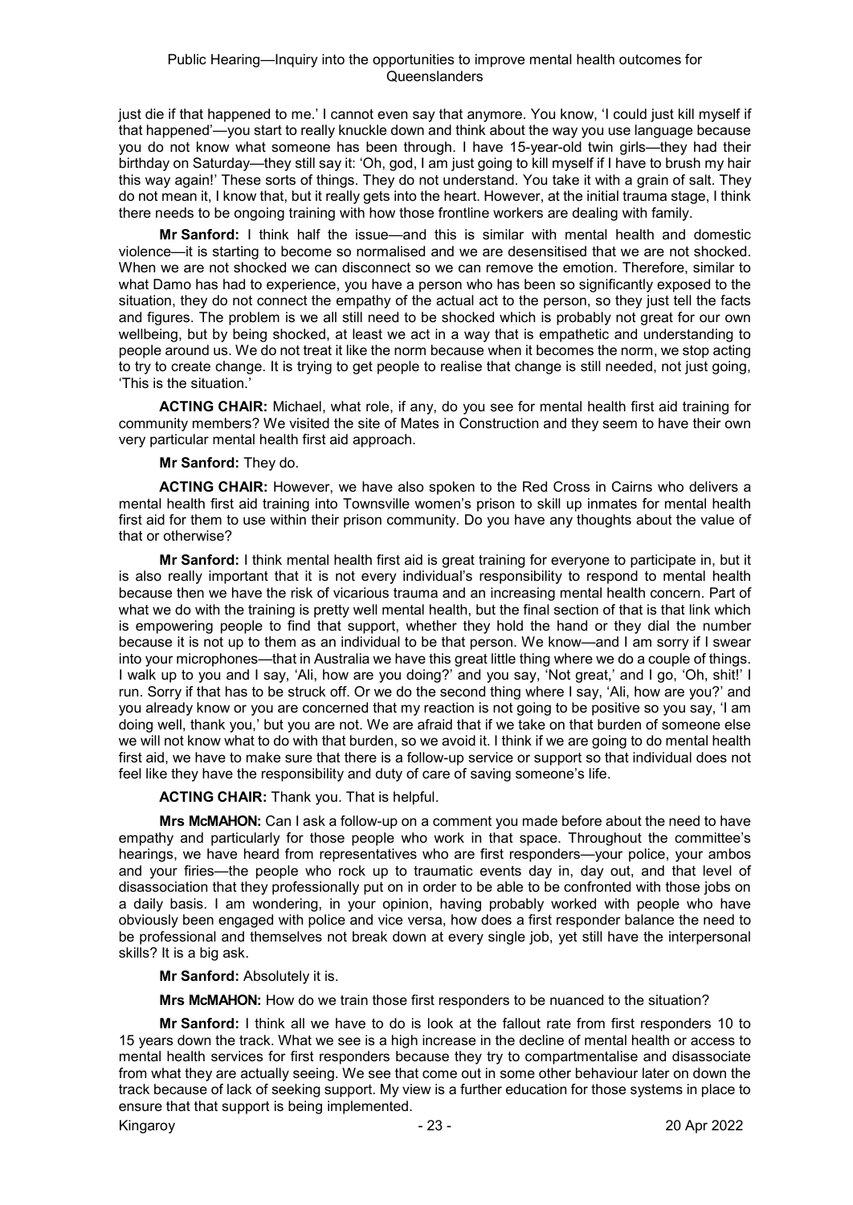just die if that happened to me.' I cannot even say that anymore. You know, 'I could just kill myself if that happened'—you start to really knuckle down and think about the way you use language because you do not know what someone has been through. I have 15-year-old twin girls—they had their birthday on Saturday—they still say it: 'Oh, god, I am just going to kill myself if I have to brush my hair this way again!' These sorts of things. They do not understand. You take it with a grain of salt. They do not mean it, I know that, but it really gets into the heart. However, at the initial trauma stage, I think there needs to be ongoing training with how those frontline workers are dealing with family.

**Mr Sanford:** I think half the issue—and this is similar with mental health and domestic violence—it is starting to become so normalised and we are desensitised that we are not shocked. When we are not shocked we can disconnect so we can remove the emotion. Therefore, similar to what Damo has had to experience, you have a person who has been so significantly exposed to the situation, they do not connect the empathy of the actual act to the person, so they just tell the facts and figures. The problem is we all still need to be shocked which is probably not great for our own wellbeing, but by being shocked, at least we act in a way that is empathetic and understanding to people around us. We do not treat it like the norm because when it becomes the norm, we stop acting to try to create change. It is trying to get people to realise that change is still needed, not just going, 'This is the situation.'

**ACTING CHAIR:** Michael, what role, if any, do you see for mental health first aid training for community members? We visited the site of Mates in Construction and they seem to have their own very particular mental health first aid approach.

**Mr Sanford:** They do.

**ACTING CHAIR:** However, we have also spoken to the Red Cross in Cairns who delivers a mental health first aid training into Townsville women's prison to skill up inmates for mental health first aid for them to use within their prison community. Do you have any thoughts about the value of that or otherwise?

**Mr Sanford:** I think mental health first aid is great training for everyone to participate in, but it is also really important that it is not every individual's responsibility to respond to mental health because then we have the risk of vicarious trauma and an increasing mental health concern. Part of what we do with the training is pretty well mental health, but the final section of that is that link which is empowering people to find that support, whether they hold the hand or they dial the number because it is not up to them as an individual to be that person. We know—and I am sorry if I swear into your microphones—that in Australia we have this great little thing where we do a couple of things. I walk up to you and I say, 'Ali, how are you doing?' and you say, 'Not great,' and I go, 'Oh, shit!' I run. Sorry if that has to be struck off. Or we do the second thing where I say, 'Ali, how are you?' and you already know or you are concerned that my reaction is not going to be positive so you say, 'I am doing well, thank you,' but you are not. We are afraid that if we take on that burden of someone else we will not know what to do with that burden, so we avoid it. I think if we are going to do mental health first aid, we have to make sure that there is a follow-up service or support so that individual does not feel like they have the responsibility and duty of care of saving someone's life.

**ACTING CHAIR:** Thank you. That is helpful.

**Mrs McMAHON:** Can I ask a follow-up on a comment you made before about the need to have empathy and particularly for those people who work in that space. Throughout the committee's hearings, we have heard from representatives who are first responders—your police, your ambos and your firies—the people who rock up to traumatic events day in, day out, and that level of disassociation that they professionally put on in order to be able to be confronted with those jobs on a daily basis. I am wondering, in your opinion, having probably worked with people who have obviously been engaged with police and vice versa, how does a first responder balance the need to be professional and themselves not break down at every single job, yet still have the interpersonal skills? It is a big ask.

**Mr Sanford:** Absolutely it is.

**Mrs McMAHON:** How do we train those first responders to be nuanced to the situation?

**Mr Sanford:** I think all we have to do is look at the fallout rate from first responders 10 to 15 years down the track. What we see is a high increase in the decline of mental health or access to mental health services for first responders because they try to compartmentalise and disassociate from what they are actually seeing. We see that come out in some other behaviour later on down the track because of lack of seeking support. My view is a further education for those systems in place to ensure that that support is being implemented.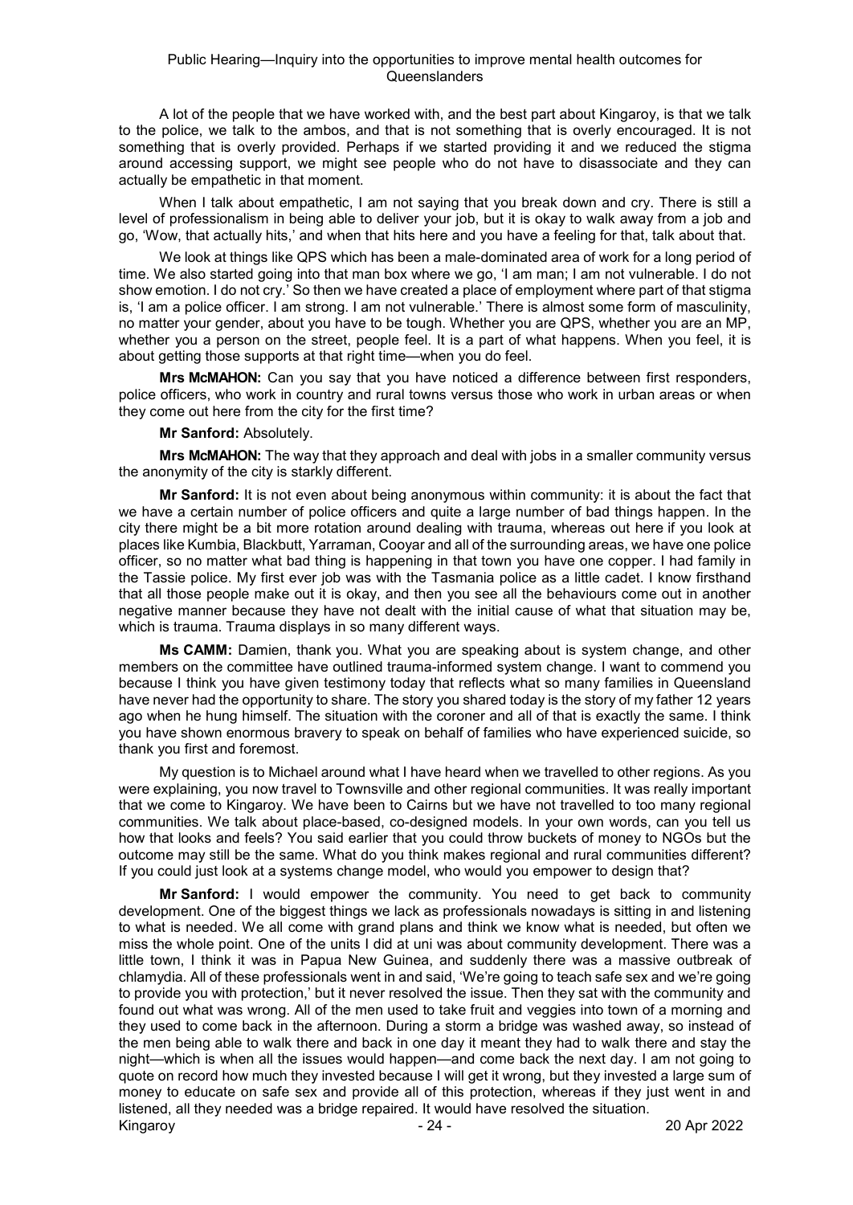A lot of the people that we have worked with, and the best part about Kingaroy, is that we talk to the police, we talk to the ambos, and that is not something that is overly encouraged. It is not something that is overly provided. Perhaps if we started providing it and we reduced the stigma around accessing support, we might see people who do not have to disassociate and they can actually be empathetic in that moment.

When I talk about empathetic, I am not saying that you break down and cry. There is still a level of professionalism in being able to deliver your job, but it is okay to walk away from a job and go, 'Wow, that actually hits,' and when that hits here and you have a feeling for that, talk about that.

We look at things like QPS which has been a male-dominated area of work for a long period of time. We also started going into that man box where we go, 'I am man; I am not vulnerable. I do not show emotion. I do not cry.' So then we have created a place of employment where part of that stigma is, 'I am a police officer. I am strong. I am not vulnerable.' There is almost some form of masculinity, no matter your gender, about you have to be tough. Whether you are QPS, whether you are an MP, whether you a person on the street, people feel. It is a part of what happens. When you feel, it is about getting those supports at that right time—when you do feel.

**Mrs McMAHON:** Can you say that you have noticed a difference between first responders, police officers, who work in country and rural towns versus those who work in urban areas or when they come out here from the city for the first time?

**Mr Sanford:** Absolutely.

**Mrs McMAHON:** The way that they approach and deal with jobs in a smaller community versus the anonymity of the city is starkly different.

**Mr Sanford:** It is not even about being anonymous within community: it is about the fact that we have a certain number of police officers and quite a large number of bad things happen. In the city there might be a bit more rotation around dealing with trauma, whereas out here if you look at places like Kumbia, Blackbutt, Yarraman, Cooyar and all of the surrounding areas, we have one police officer, so no matter what bad thing is happening in that town you have one copper. I had family in the Tassie police. My first ever job was with the Tasmania police as a little cadet. I know firsthand that all those people make out it is okay, and then you see all the behaviours come out in another negative manner because they have not dealt with the initial cause of what that situation may be, which is trauma. Trauma displays in so many different ways.

**Ms CAMM:** Damien, thank you. What you are speaking about is system change, and other members on the committee have outlined trauma-informed system change. I want to commend you because I think you have given testimony today that reflects what so many families in Queensland have never had the opportunity to share. The story you shared today is the story of my father 12 years ago when he hung himself. The situation with the coroner and all of that is exactly the same. I think you have shown enormous bravery to speak on behalf of families who have experienced suicide, so thank you first and foremost.

My question is to Michael around what I have heard when we travelled to other regions. As you were explaining, you now travel to Townsville and other regional communities. It was really important that we come to Kingaroy. We have been to Cairns but we have not travelled to too many regional communities. We talk about place-based, co-designed models. In your own words, can you tell us how that looks and feels? You said earlier that you could throw buckets of money to NGOs but the outcome may still be the same. What do you think makes regional and rural communities different? If you could just look at a systems change model, who would you empower to design that?

**Mr Sanford:** I would empower the community. You need to get back to community development. One of the biggest things we lack as professionals nowadays is sitting in and listening to what is needed. We all come with grand plans and think we know what is needed, but often we miss the whole point. One of the units I did at uni was about community development. There was a little town, I think it was in Papua New Guinea, and suddenly there was a massive outbreak of chlamydia. All of these professionals went in and said, 'We're going to teach safe sex and we're going to provide you with protection,' but it never resolved the issue. Then they sat with the community and found out what was wrong. All of the men used to take fruit and veggies into town of a morning and they used to come back in the afternoon. During a storm a bridge was washed away, so instead of the men being able to walk there and back in one day it meant they had to walk there and stay the night—which is when all the issues would happen—and come back the next day. I am not going to quote on record how much they invested because I will get it wrong, but they invested a large sum of money to educate on safe sex and provide all of this protection, whereas if they just went in and listened, all they needed was a bridge repaired. It would have resolved the situation.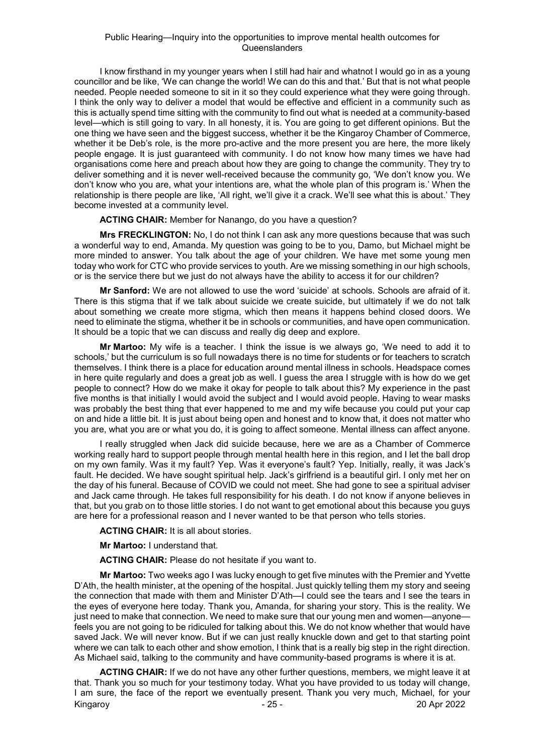I know firsthand in my younger years when I still had hair and whatnot I would go in as a young councillor and be like, 'We can change the world! We can do this and that.' But that is not what people needed. People needed someone to sit in it so they could experience what they were going through. I think the only way to deliver a model that would be effective and efficient in a community such as this is actually spend time sitting with the community to find out what is needed at a community-based level—which is still going to vary. In all honesty, it is. You are going to get different opinions. But the one thing we have seen and the biggest success, whether it be the Kingaroy Chamber of Commerce, whether it be Deb's role, is the more pro-active and the more present you are here, the more likely people engage. It is just guaranteed with community. I do not know how many times we have had organisations come here and preach about how they are going to change the community. They try to deliver something and it is never well-received because the community go, 'We don't know you. We don't know who you are, what your intentions are, what the whole plan of this program is.' When the relationship is there people are like, 'All right, we'll give it a crack. We'll see what this is about.' They become invested at a community level.

**ACTING CHAIR:** Member for Nanango, do you have a question?

**Mrs FRECKLINGTON:** No, I do not think I can ask any more questions because that was such a wonderful way to end, Amanda. My question was going to be to you, Damo, but Michael might be more minded to answer. You talk about the age of your children. We have met some young men today who work for CTC who provide services to youth. Are we missing something in our high schools, or is the service there but we just do not always have the ability to access it for our children?

**Mr Sanford:** We are not allowed to use the word 'suicide' at schools. Schools are afraid of it. There is this stigma that if we talk about suicide we create suicide, but ultimately if we do not talk about something we create more stigma, which then means it happens behind closed doors. We need to eliminate the stigma, whether it be in schools or communities, and have open communication. It should be a topic that we can discuss and really dig deep and explore.

**Mr Martoo:** My wife is a teacher. I think the issue is we always go, 'We need to add it to schools,' but the curriculum is so full nowadays there is no time for students or for teachers to scratch themselves. I think there is a place for education around mental illness in schools. Headspace comes in here quite regularly and does a great job as well. I guess the area I struggle with is how do we get people to connect? How do we make it okay for people to talk about this? My experience in the past five months is that initially I would avoid the subject and I would avoid people. Having to wear masks was probably the best thing that ever happened to me and my wife because you could put your cap on and hide a little bit. It is just about being open and honest and to know that, it does not matter who you are, what you are or what you do, it is going to affect someone. Mental illness can affect anyone.

I really struggled when Jack did suicide because, here we are as a Chamber of Commerce working really hard to support people through mental health here in this region, and I let the ball drop on my own family. Was it my fault? Yep. Was it everyone's fault? Yep. Initially, really, it was Jack's fault. He decided. We have sought spiritual help. Jack's girlfriend is a beautiful girl. I only met her on the day of his funeral. Because of COVID we could not meet. She had gone to see a spiritual adviser and Jack came through. He takes full responsibility for his death. I do not know if anyone believes in that, but you grab on to those little stories. I do not want to get emotional about this because you guys are here for a professional reason and I never wanted to be that person who tells stories.

**ACTING CHAIR:** It is all about stories.

**Mr Martoo:** I understand that.

**ACTING CHAIR:** Please do not hesitate if you want to.

**Mr Martoo:** Two weeks ago I was lucky enough to get five minutes with the Premier and Yvette D'Ath, the health minister, at the opening of the hospital. Just quickly telling them my story and seeing the connection that made with them and Minister D'Ath—I could see the tears and I see the tears in the eyes of everyone here today. Thank you, Amanda, for sharing your story. This is the reality. We just need to make that connection. We need to make sure that our young men and women—anyone—feels you are not going to be ridiculed for talking about this. We do not know whether that would have saved Jack. We will never know. But if we can just really knuckle down and get to that starting point where we can talk to each other and show emotion, I think that is a really big step in the right direction. As Michael said, talking to the community and have community-based programs is where it is at.

**ACTING CHAIR:** If we do not have any other further questions, members, we might leave it at that. Thank you so much for your testimony today. What you have provided to us today will change, I am sure, the face of the report we eventually present. Thank you very much, Michael, for your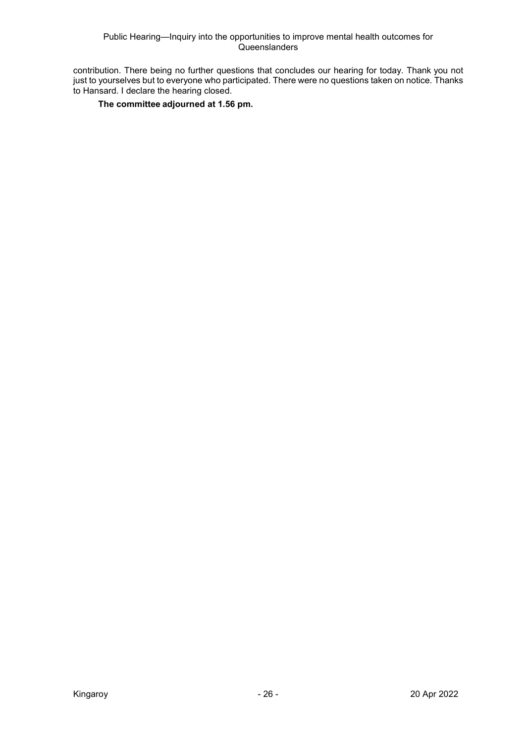contribution. There being no further questions that concludes our hearing for today. Thank you not just to yourselves but to everyone who participated. There were no questions taken on notice. Thanks to Hansard. I declare the hearing closed.

**The committee adjourned at 1.56 pm.**